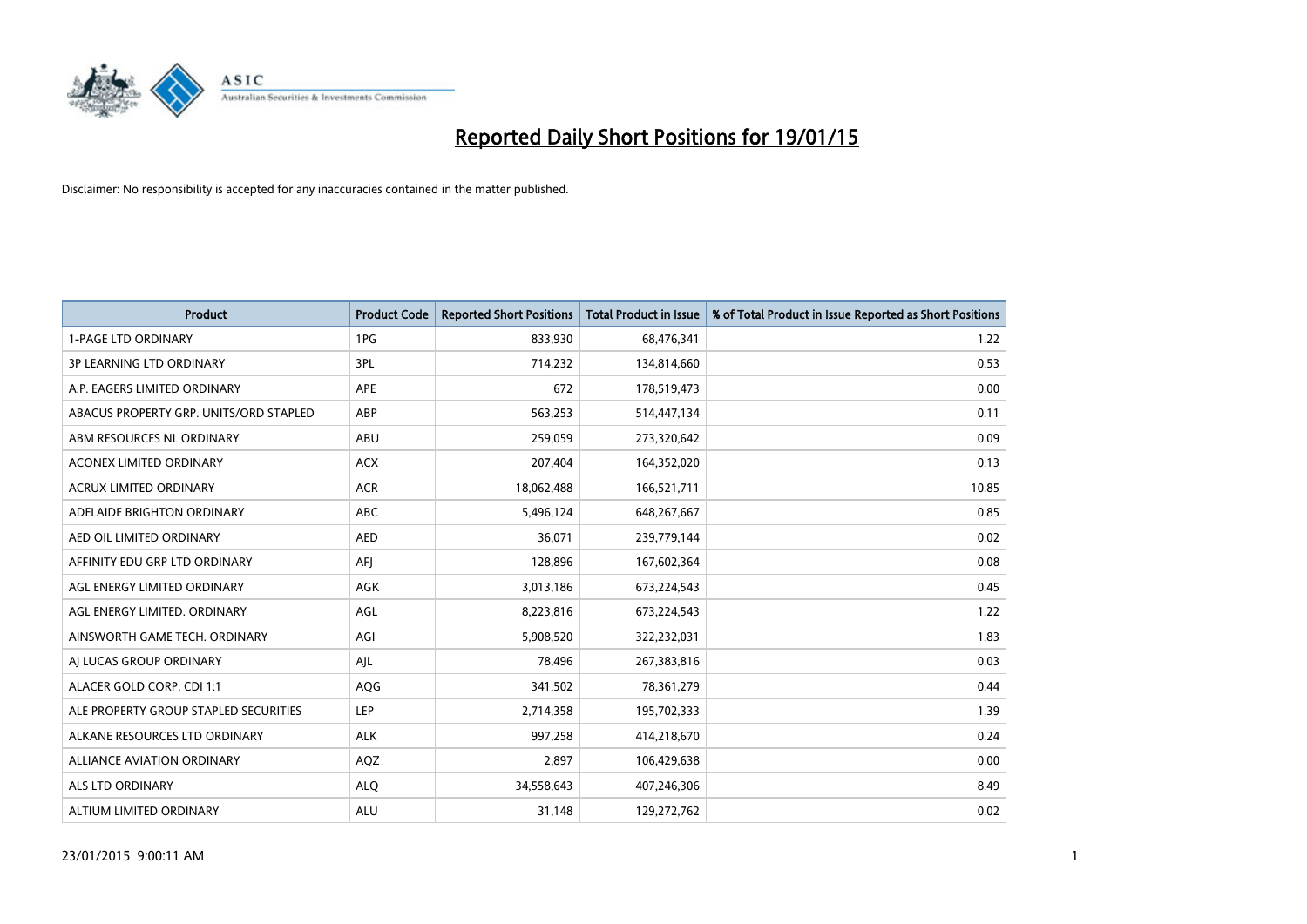# Reported Daily Short Positions for 19/01/15

Disclaimer: No responsibility is accepted for any inaccuracies contained in the matter published.

| Product | Product Code | Reported Short Positions | Total Product in Issue | % of Total Product in Issue Reported as Short Positions |
|---|---|---|---|---|
| 1-PAGE LTD ORDINARY | 1PG | 833,930 | 68,476,341 | 1.22 |
| 3P LEARNING LTD ORDINARY | 3PL | 714,232 | 134,814,660 | 0.53 |
| A.P. EAGERS LIMITED ORDINARY | APE | 672 | 178,519,473 | 0.00 |
| ABACUS PROPERTY GRP. UNITS/ORD STAPLED | ABP | 563,253 | 514,447,134 | 0.11 |
| ABM RESOURCES NL ORDINARY | ABU | 259,059 | 273,320,642 | 0.09 |
| ACONEX LIMITED ORDINARY | ACX | 207,404 | 164,352,020 | 0.13 |
| ACRUX LIMITED ORDINARY | ACR | 18,062,488 | 166,521,711 | 10.85 |
| ADELAIDE BRIGHTON ORDINARY | ABC | 5,496,124 | 648,267,667 | 0.85 |
| AED OIL LIMITED ORDINARY | AED | 36,071 | 239,779,144 | 0.02 |
| AFFINITY EDU GRP LTD ORDINARY | AFJ | 128,896 | 167,602,364 | 0.08 |
| AGL ENERGY LIMITED ORDINARY | AGK | 3,013,186 | 673,224,543 | 0.45 |
| AGL ENERGY LIMITED. ORDINARY | AGL | 8,223,816 | 673,224,543 | 1.22 |
| AINSWORTH GAME TECH. ORDINARY | AGI | 5,908,520 | 322,232,031 | 1.83 |
| AJ LUCAS GROUP ORDINARY | AJL | 78,496 | 267,383,816 | 0.03 |
| ALACER GOLD CORP. CDI 1:1 | AQG | 341,502 | 78,361,279 | 0.44 |
| ALE PROPERTY GROUP STAPLED SECURITIES | LEP | 2,714,358 | 195,702,333 | 1.39 |
| ALKANE RESOURCES LTD ORDINARY | ALK | 997,258 | 414,218,670 | 0.24 |
| ALLIANCE AVIATION ORDINARY | AQZ | 2,897 | 106,429,638 | 0.00 |
| ALS LTD ORDINARY | ALQ | 34,558,643 | 407,246,306 | 8.49 |
| ALTIUM LIMITED ORDINARY | ALU | 31,148 | 129,272,762 | 0.02 |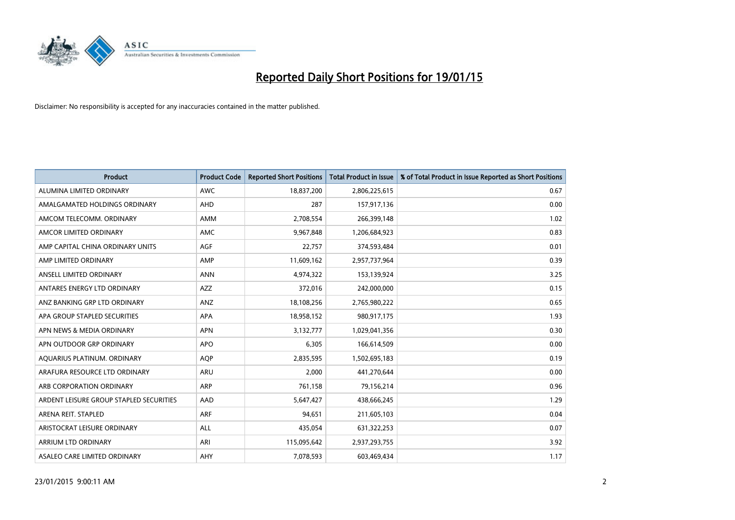# Reported Daily Short Positions for 19/01/15

Disclaimer: No responsibility is accepted for any inaccuracies contained in the matter published.

| Product | Product Code | Reported Short Positions | Total Product in Issue | % of Total Product in Issue Reported as Short Positions |
|---|---|---|---|---|
| ALUMINA LIMITED ORDINARY | AWC | 18,837,200 | 2,806,225,615 | 0.67 |
| AMALGAMATED HOLDINGS ORDINARY | AHD | 287 | 157,917,136 | 0.00 |
| AMCOM TELECOMM. ORDINARY | AMM | 2,708,554 | 266,399,148 | 1.02 |
| AMCOR LIMITED ORDINARY | AMC | 9,967,848 | 1,206,684,923 | 0.83 |
| AMP CAPITAL CHINA ORDINARY UNITS | AGF | 22,757 | 374,593,484 | 0.01 |
| AMP LIMITED ORDINARY | AMP | 11,609,162 | 2,957,737,964 | 0.39 |
| ANSELL LIMITED ORDINARY | ANN | 4,974,322 | 153,139,924 | 3.25 |
| ANTARES ENERGY LTD ORDINARY | AZZ | 372,016 | 242,000,000 | 0.15 |
| ANZ BANKING GRP LTD ORDINARY | ANZ | 18,108,256 | 2,765,980,222 | 0.65 |
| APA GROUP STAPLED SECURITIES | APA | 18,958,152 | 980,917,175 | 1.93 |
| APN NEWS & MEDIA ORDINARY | APN | 3,132,777 | 1,029,041,356 | 0.30 |
| APN OUTDOOR GRP ORDINARY | APO | 6,305 | 166,614,509 | 0.00 |
| AQUARIUS PLATINUM. ORDINARY | AQP | 2,835,595 | 1,502,695,183 | 0.19 |
| ARAFURA RESOURCE LTD ORDINARY | ARU | 2,000 | 441,270,644 | 0.00 |
| ARB CORPORATION ORDINARY | ARP | 761,158 | 79,156,214 | 0.96 |
| ARDENT LEISURE GROUP STAPLED SECURITIES | AAD | 5,647,427 | 438,666,245 | 1.29 |
| ARENA REIT. STAPLED | ARF | 94,651 | 211,605,103 | 0.04 |
| ARISTOCRAT LEISURE ORDINARY | ALL | 435,054 | 631,322,253 | 0.07 |
| ARRIUM LTD ORDINARY | ARI | 115,095,642 | 2,937,293,755 | 3.92 |
| ASALEO CARE LIMITED ORDINARY | AHY | 7,078,593 | 603,469,434 | 1.17 |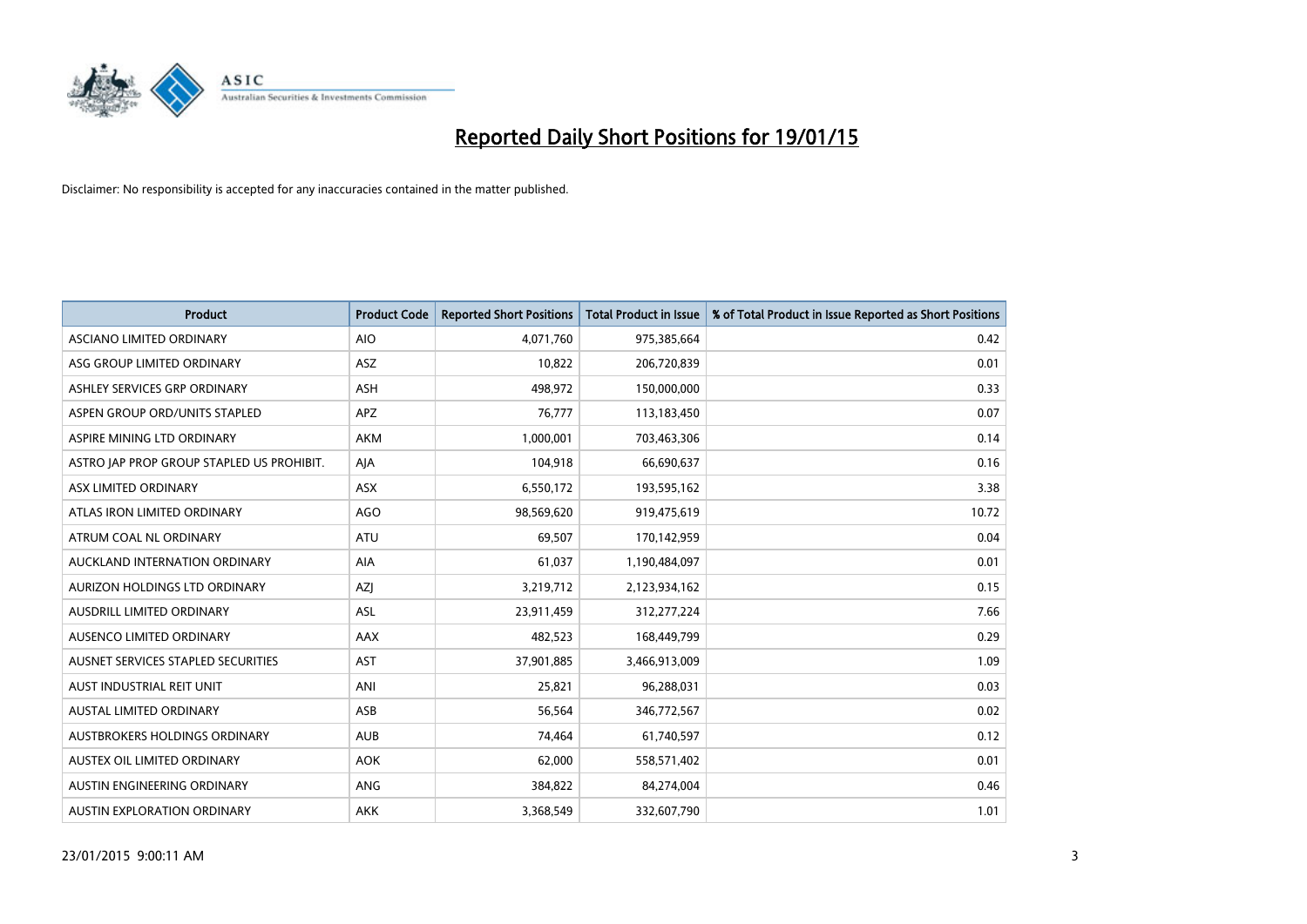# Reported Daily Short Positions for 19/01/15

Disclaimer: No responsibility is accepted for any inaccuracies contained in the matter published.

| Product | Product Code | Reported Short Positions | Total Product in Issue | % of Total Product in Issue Reported as Short Positions |
|---|---|---|---|---|
| ASCIANO LIMITED ORDINARY | AIO | 4,071,760 | 975,385,664 | 0.42 |
| ASG GROUP LIMITED ORDINARY | ASZ | 10,822 | 206,720,839 | 0.01 |
| ASHLEY SERVICES GRP ORDINARY | ASH | 498,972 | 150,000,000 | 0.33 |
| ASPEN GROUP ORD/UNITS STAPLED | APZ | 76,777 | 113,183,450 | 0.07 |
| ASPIRE MINING LTD ORDINARY | AKM | 1,000,001 | 703,463,306 | 0.14 |
| ASTRO JAP PROP GROUP STAPLED US PROHIBIT. | AJA | 104,918 | 66,690,637 | 0.16 |
| ASX LIMITED ORDINARY | ASX | 6,550,172 | 193,595,162 | 3.38 |
| ATLAS IRON LIMITED ORDINARY | AGO | 98,569,620 | 919,475,619 | 10.72 |
| ATRUM COAL NL ORDINARY | ATU | 69,507 | 170,142,959 | 0.04 |
| AUCKLAND INTERNATION ORDINARY | AIA | 61,037 | 1,190,484,097 | 0.01 |
| AURIZON HOLDINGS LTD ORDINARY | AZJ | 3,219,712 | 2,123,934,162 | 0.15 |
| AUSDRILL LIMITED ORDINARY | ASL | 23,911,459 | 312,277,224 | 7.66 |
| AUSENCO LIMITED ORDINARY | AAX | 482,523 | 168,449,799 | 0.29 |
| AUSNET SERVICES STAPLED SECURITIES | AST | 37,901,885 | 3,466,913,009 | 1.09 |
| AUST INDUSTRIAL REIT UNIT | ANI | 25,821 | 96,288,031 | 0.03 |
| AUSTAL LIMITED ORDINARY | ASB | 56,564 | 346,772,567 | 0.02 |
| AUSTBROKERS HOLDINGS ORDINARY | AUB | 74,464 | 61,740,597 | 0.12 |
| AUSTEX OIL LIMITED ORDINARY | AOK | 62,000 | 558,571,402 | 0.01 |
| AUSTIN ENGINEERING ORDINARY | ANG | 384,822 | 84,274,004 | 0.46 |
| AUSTIN EXPLORATION ORDINARY | AKK | 3,368,549 | 332,607,790 | 1.01 |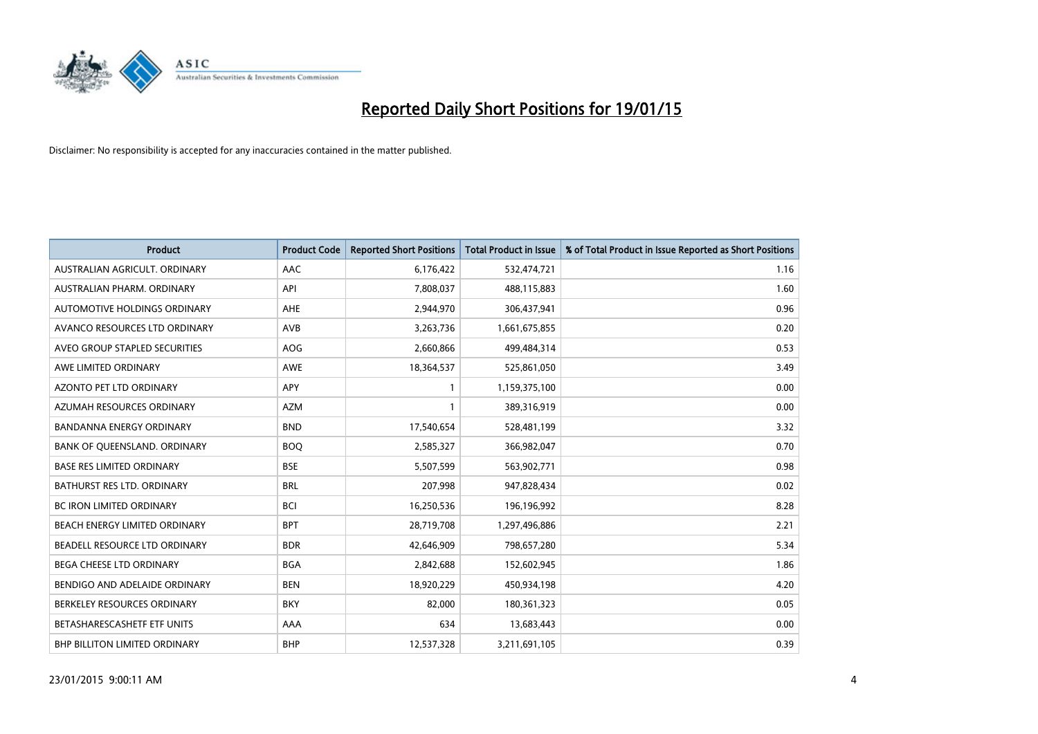# Reported Daily Short Positions for 19/01/15

Disclaimer: No responsibility is accepted for any inaccuracies contained in the matter published.

| Product | Product Code | Reported Short Positions | Total Product in Issue | % of Total Product in Issue Reported as Short Positions |
|---|---|---|---|---|
| AUSTRALIAN AGRICULT. ORDINARY | AAC | 6,176,422 | 532,474,721 | 1.16 |
| AUSTRALIAN PHARM. ORDINARY | API | 7,808,037 | 488,115,883 | 1.60 |
| AUTOMOTIVE HOLDINGS ORDINARY | AHE | 2,944,970 | 306,437,941 | 0.96 |
| AVANCO RESOURCES LTD ORDINARY | AVB | 3,263,736 | 1,661,675,855 | 0.20 |
| AVEO GROUP STAPLED SECURITIES | AOG | 2,660,866 | 499,484,314 | 0.53 |
| AWE LIMITED ORDINARY | AWE | 18,364,537 | 525,861,050 | 3.49 |
| AZONTO PET LTD ORDINARY | APY | 1 | 1,159,375,100 | 0.00 |
| AZUMAH RESOURCES ORDINARY | AZM | 1 | 389,316,919 | 0.00 |
| BANDANNA ENERGY ORDINARY | BND | 17,540,654 | 528,481,199 | 3.32 |
| BANK OF QUEENSLAND. ORDINARY | BOQ | 2,585,327 | 366,982,047 | 0.70 |
| BASE RES LIMITED ORDINARY | BSE | 5,507,599 | 563,902,771 | 0.98 |
| BATHURST RES LTD. ORDINARY | BRL | 207,998 | 947,828,434 | 0.02 |
| BC IRON LIMITED ORDINARY | BCI | 16,250,536 | 196,196,992 | 8.28 |
| BEACH ENERGY LIMITED ORDINARY | BPT | 28,719,708 | 1,297,496,886 | 2.21 |
| BEADELL RESOURCE LTD ORDINARY | BDR | 42,646,909 | 798,657,280 | 5.34 |
| BEGA CHEESE LTD ORDINARY | BGA | 2,842,688 | 152,602,945 | 1.86 |
| BENDIGO AND ADELAIDE ORDINARY | BEN | 18,920,229 | 450,934,198 | 4.20 |
| BERKELEY RESOURCES ORDINARY | BKY | 82,000 | 180,361,323 | 0.05 |
| BETASHARESCASHETF ETF UNITS | AAA | 634 | 13,683,443 | 0.00 |
| BHP BILLITON LIMITED ORDINARY | BHP | 12,537,328 | 3,211,691,105 | 0.39 |

23/01/2015 9:00:11 AM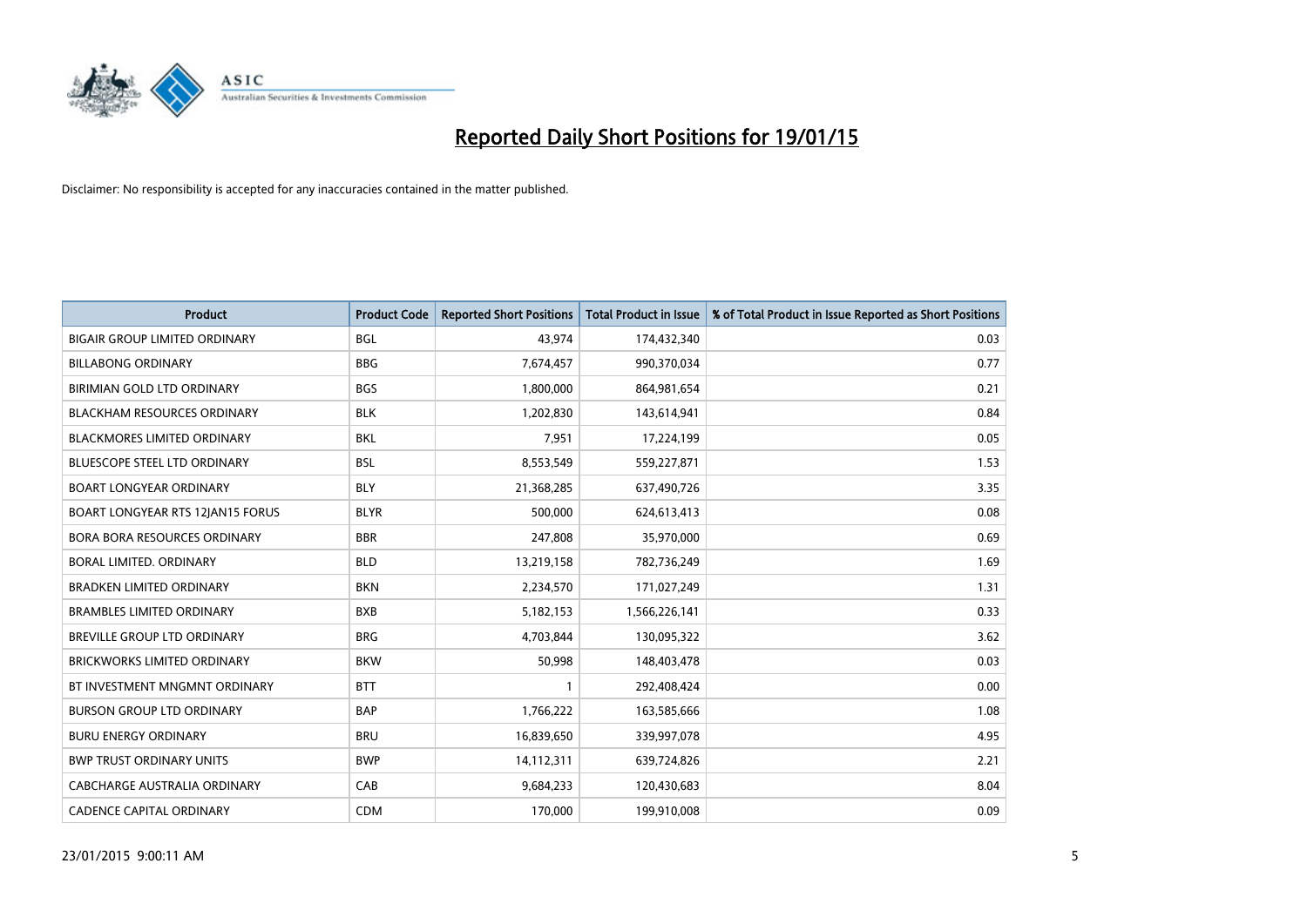# Reported Daily Short Positions for 19/01/15

Disclaimer: No responsibility is accepted for any inaccuracies contained in the matter published.

| Product | Product Code | Reported Short Positions | Total Product in Issue | % of Total Product in Issue Reported as Short Positions |
|---|---|---|---|---|
| BIGAIR GROUP LIMITED ORDINARY | BGL | 43,974 | 174,432,340 | 0.03 |
| BILLABONG ORDINARY | BBG | 7,674,457 | 990,370,034 | 0.77 |
| BIRIMIAN GOLD LTD ORDINARY | BGS | 1,800,000 | 864,981,654 | 0.21 |
| BLACKHAM RESOURCES ORDINARY | BLK | 1,202,830 | 143,614,941 | 0.84 |
| BLACKMORES LIMITED ORDINARY | BKL | 7,951 | 17,224,199 | 0.05 |
| BLUESCOPE STEEL LTD ORDINARY | BSL | 8,553,549 | 559,227,871 | 1.53 |
| BOART LONGYEAR ORDINARY | BLY | 21,368,285 | 637,490,726 | 3.35 |
| BOART LONGYEAR RTS 12JAN15 FORUS | BLYR | 500,000 | 624,613,413 | 0.08 |
| BORA BORA RESOURCES ORDINARY | BBR | 247,808 | 35,970,000 | 0.69 |
| BORAL LIMITED. ORDINARY | BLD | 13,219,158 | 782,736,249 | 1.69 |
| BRADKEN LIMITED ORDINARY | BKN | 2,234,570 | 171,027,249 | 1.31 |
| BRAMBLES LIMITED ORDINARY | BXB | 5,182,153 | 1,566,226,141 | 0.33 |
| BREVILLE GROUP LTD ORDINARY | BRG | 4,703,844 | 130,095,322 | 3.62 |
| BRICKWORKS LIMITED ORDINARY | BKW | 50,998 | 148,403,478 | 0.03 |
| BT INVESTMENT MNGMNT ORDINARY | BTT | 1 | 292,408,424 | 0.00 |
| BURSON GROUP LTD ORDINARY | BAP | 1,766,222 | 163,585,666 | 1.08 |
| BURU ENERGY ORDINARY | BRU | 16,839,650 | 339,997,078 | 4.95 |
| BWP TRUST ORDINARY UNITS | BWP | 14,112,311 | 639,724,826 | 2.21 |
| CABCHARGE AUSTRALIA ORDINARY | CAB | 9,684,233 | 120,430,683 | 8.04 |
| CADENCE CAPITAL ORDINARY | CDM | 170,000 | 199,910,008 | 0.09 |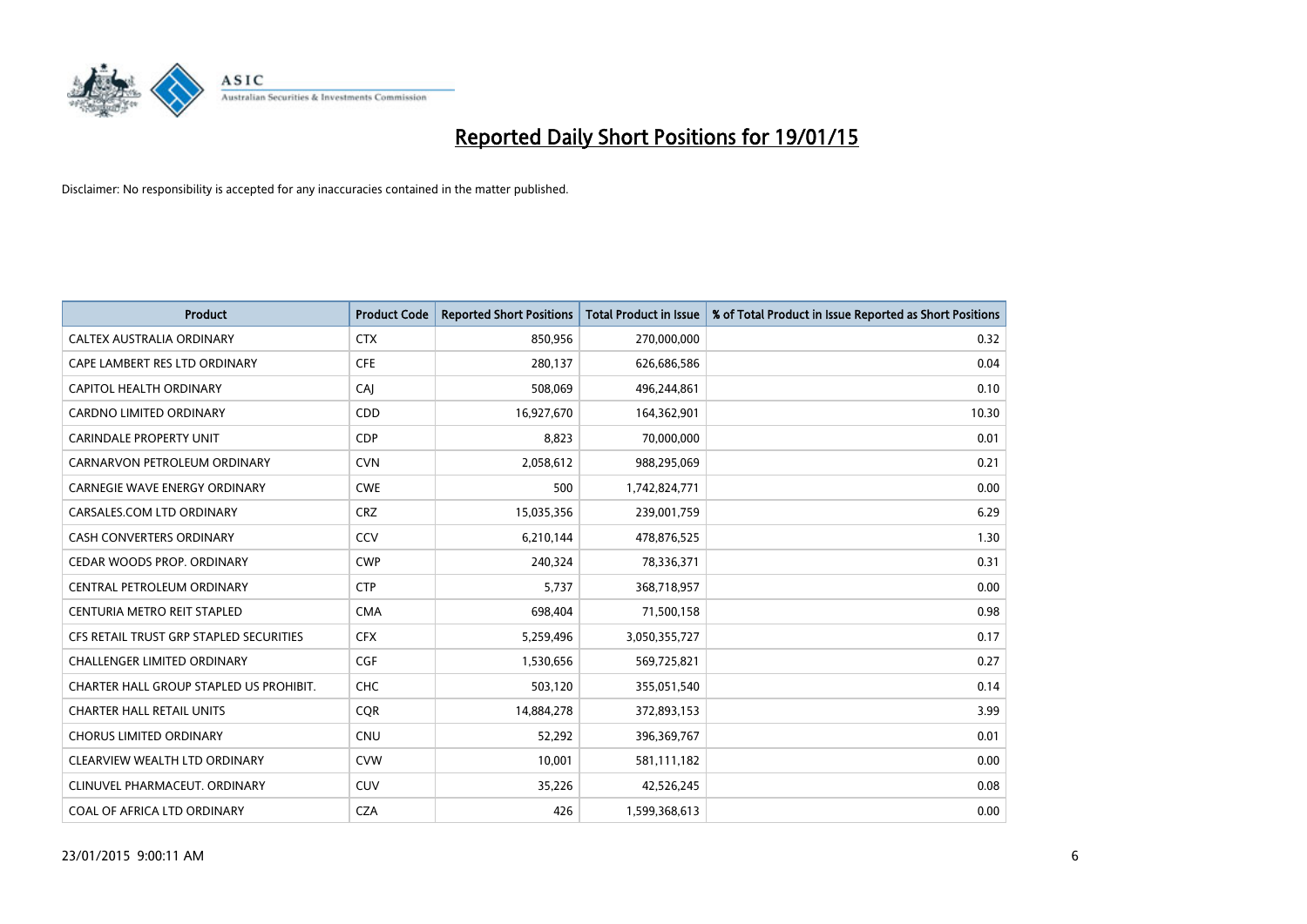# Reported Daily Short Positions for 19/01/15

Disclaimer: No responsibility is accepted for any inaccuracies contained in the matter published.

| Product | Product Code | Reported Short Positions | Total Product in Issue | % of Total Product in Issue Reported as Short Positions |
|---|---|---|---|---|
| CALTEX AUSTRALIA ORDINARY | CTX | 850,956 | 270,000,000 | 0.32 |
| CAPE LAMBERT RES LTD ORDINARY | CFE | 280,137 | 626,686,586 | 0.04 |
| CAPITOL HEALTH ORDINARY | CAJ | 508,069 | 496,244,861 | 0.10 |
| CARDNO LIMITED ORDINARY | CDD | 16,927,670 | 164,362,901 | 10.30 |
| CARINDALE PROPERTY UNIT | CDP | 8,823 | 70,000,000 | 0.01 |
| CARNARVON PETROLEUM ORDINARY | CVN | 2,058,612 | 988,295,069 | 0.21 |
| CARNEGIE WAVE ENERGY ORDINARY | CWE | 500 | 1,742,824,771 | 0.00 |
| CARSALES.COM LTD ORDINARY | CRZ | 15,035,356 | 239,001,759 | 6.29 |
| CASH CONVERTERS ORDINARY | CCV | 6,210,144 | 478,876,525 | 1.30 |
| CEDAR WOODS PROP. ORDINARY | CWP | 240,324 | 78,336,371 | 0.31 |
| CENTRAL PETROLEUM ORDINARY | CTP | 5,737 | 368,718,957 | 0.00 |
| CENTURIA METRO REIT STAPLED | CMA | 698,404 | 71,500,158 | 0.98 |
| CFS RETAIL TRUST GRP STAPLED SECURITIES | CFX | 5,259,496 | 3,050,355,727 | 0.17 |
| CHALLENGER LIMITED ORDINARY | CGF | 1,530,656 | 569,725,821 | 0.27 |
| CHARTER HALL GROUP STAPLED US PROHIBIT. | CHC | 503,120 | 355,051,540 | 0.14 |
| CHARTER HALL RETAIL UNITS | CQR | 14,884,278 | 372,893,153 | 3.99 |
| CHORUS LIMITED ORDINARY | CNU | 52,292 | 396,369,767 | 0.01 |
| CLEARVIEW WEALTH LTD ORDINARY | CVW | 10,001 | 581,111,182 | 0.00 |
| CLINUVEL PHARMACEUT. ORDINARY | CUV | 35,226 | 42,526,245 | 0.08 |
| COAL OF AFRICA LTD ORDINARY | CZA | 426 | 1,599,368,613 | 0.00 |

23/01/2015 9:00:11 AM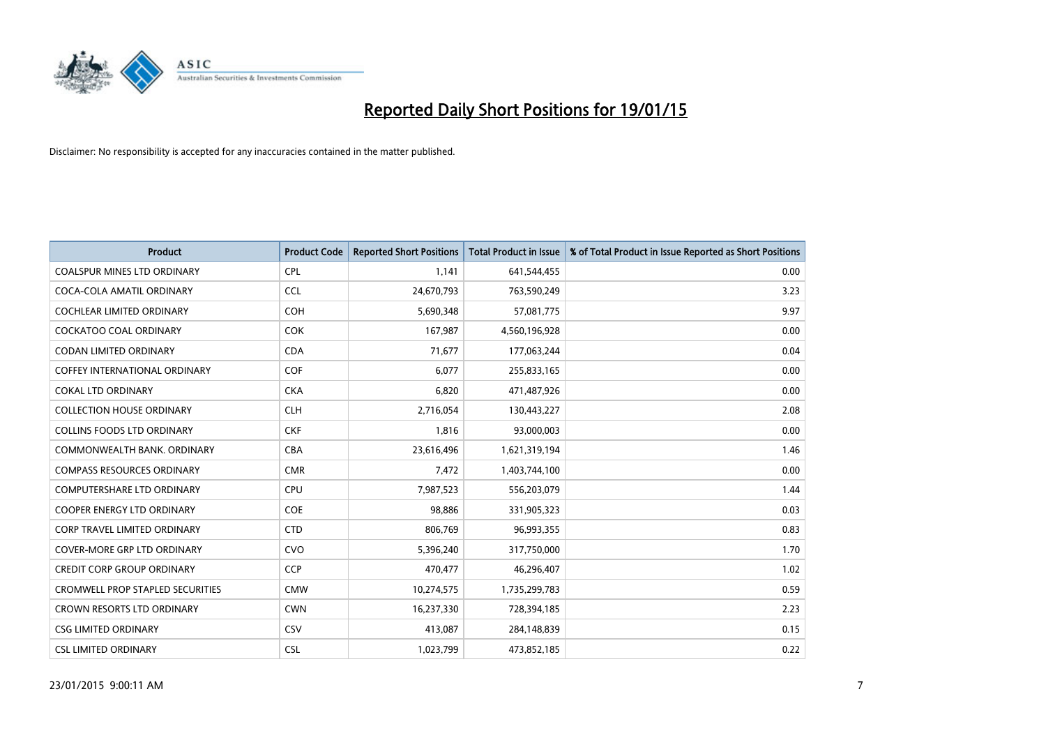# Reported Daily Short Positions for 19/01/15

Disclaimer: No responsibility is accepted for any inaccuracies contained in the matter published.

| Product | Product Code | Reported Short Positions | Total Product in Issue | % of Total Product in Issue Reported as Short Positions |
|---|---|---|---|---|
| COALSPUR MINES LTD ORDINARY | CPL | 1,141 | 641,544,455 | 0.00 |
| COCA-COLA AMATIL ORDINARY | CCL | 24,670,793 | 763,590,249 | 3.23 |
| COCHLEAR LIMITED ORDINARY | COH | 5,690,348 | 57,081,775 | 9.97 |
| COCKATOO COAL ORDINARY | COK | 167,987 | 4,560,196,928 | 0.00 |
| CODAN LIMITED ORDINARY | CDA | 71,677 | 177,063,244 | 0.04 |
| COFFEY INTERNATIONAL ORDINARY | COF | 6,077 | 255,833,165 | 0.00 |
| COKAL LTD ORDINARY | CKA | 6,820 | 471,487,926 | 0.00 |
| COLLECTION HOUSE ORDINARY | CLH | 2,716,054 | 130,443,227 | 2.08 |
| COLLINS FOODS LTD ORDINARY | CKF | 1,816 | 93,000,003 | 0.00 |
| COMMONWEALTH BANK. ORDINARY | CBA | 23,616,496 | 1,621,319,194 | 1.46 |
| COMPASS RESOURCES ORDINARY | CMR | 7,472 | 1,403,744,100 | 0.00 |
| COMPUTERSHARE LTD ORDINARY | CPU | 7,987,523 | 556,203,079 | 1.44 |
| COOPER ENERGY LTD ORDINARY | COE | 98,886 | 331,905,323 | 0.03 |
| CORP TRAVEL LIMITED ORDINARY | CTD | 806,769 | 96,993,355 | 0.83 |
| COVER-MORE GRP LTD ORDINARY | CVO | 5,396,240 | 317,750,000 | 1.70 |
| CREDIT CORP GROUP ORDINARY | CCP | 470,477 | 46,296,407 | 1.02 |
| CROMWELL PROP STAPLED SECURITIES | CMW | 10,274,575 | 1,735,299,783 | 0.59 |
| CROWN RESORTS LTD ORDINARY | CWN | 16,237,330 | 728,394,185 | 2.23 |
| CSG LIMITED ORDINARY | CSV | 413,087 | 284,148,839 | 0.15 |
| CSL LIMITED ORDINARY | CSL | 1,023,799 | 473,852,185 | 0.22 |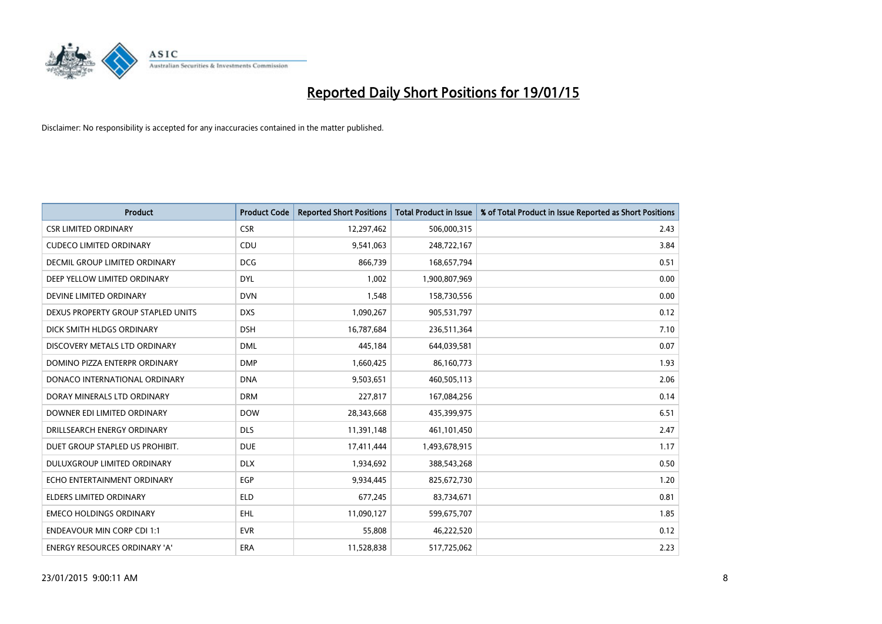# Reported Daily Short Positions for 19/01/15

Disclaimer: No responsibility is accepted for any inaccuracies contained in the matter published.

| Product | Product Code | Reported Short Positions | Total Product in Issue | % of Total Product in Issue Reported as Short Positions |
|---|---|---|---|---|
| CSR LIMITED ORDINARY | CSR | 12,297,462 | 506,000,315 | 2.43 |
| CUDECO LIMITED ORDINARY | CDU | 9,541,063 | 248,722,167 | 3.84 |
| DECMIL GROUP LIMITED ORDINARY | DCG | 866,739 | 168,657,794 | 0.51 |
| DEEP YELLOW LIMITED ORDINARY | DYL | 1,002 | 1,900,807,969 | 0.00 |
| DEVINE LIMITED ORDINARY | DVN | 1,548 | 158,730,556 | 0.00 |
| DEXUS PROPERTY GROUP STAPLED UNITS | DXS | 1,090,267 | 905,531,797 | 0.12 |
| DICK SMITH HLDGS ORDINARY | DSH | 16,787,684 | 236,511,364 | 7.10 |
| DISCOVERY METALS LTD ORDINARY | DML | 445,184 | 644,039,581 | 0.07 |
| DOMINO PIZZA ENTERPR ORDINARY | DMP | 1,660,425 | 86,160,773 | 1.93 |
| DONACO INTERNATIONAL ORDINARY | DNA | 9,503,651 | 460,505,113 | 2.06 |
| DORAY MINERALS LTD ORDINARY | DRM | 227,817 | 167,084,256 | 0.14 |
| DOWNER EDI LIMITED ORDINARY | DOW | 28,343,668 | 435,399,975 | 6.51 |
| DRILLSEARCH ENERGY ORDINARY | DLS | 11,391,148 | 461,101,450 | 2.47 |
| DUET GROUP STAPLED US PROHIBIT. | DUE | 17,411,444 | 1,493,678,915 | 1.17 |
| DULUXGROUP LIMITED ORDINARY | DLX | 1,934,692 | 388,543,268 | 0.50 |
| ECHO ENTERTAINMENT ORDINARY | EGP | 9,934,445 | 825,672,730 | 1.20 |
| ELDERS LIMITED ORDINARY | ELD | 677,245 | 83,734,671 | 0.81 |
| EMECO HOLDINGS ORDINARY | EHL | 11,090,127 | 599,675,707 | 1.85 |
| ENDEAVOUR MIN CORP CDI 1:1 | EVR | 55,808 | 46,222,520 | 0.12 |
| ENERGY RESOURCES ORDINARY 'A' | ERA | 11,528,838 | 517,725,062 | 2.23 |

23/01/2015 9:00:11 AM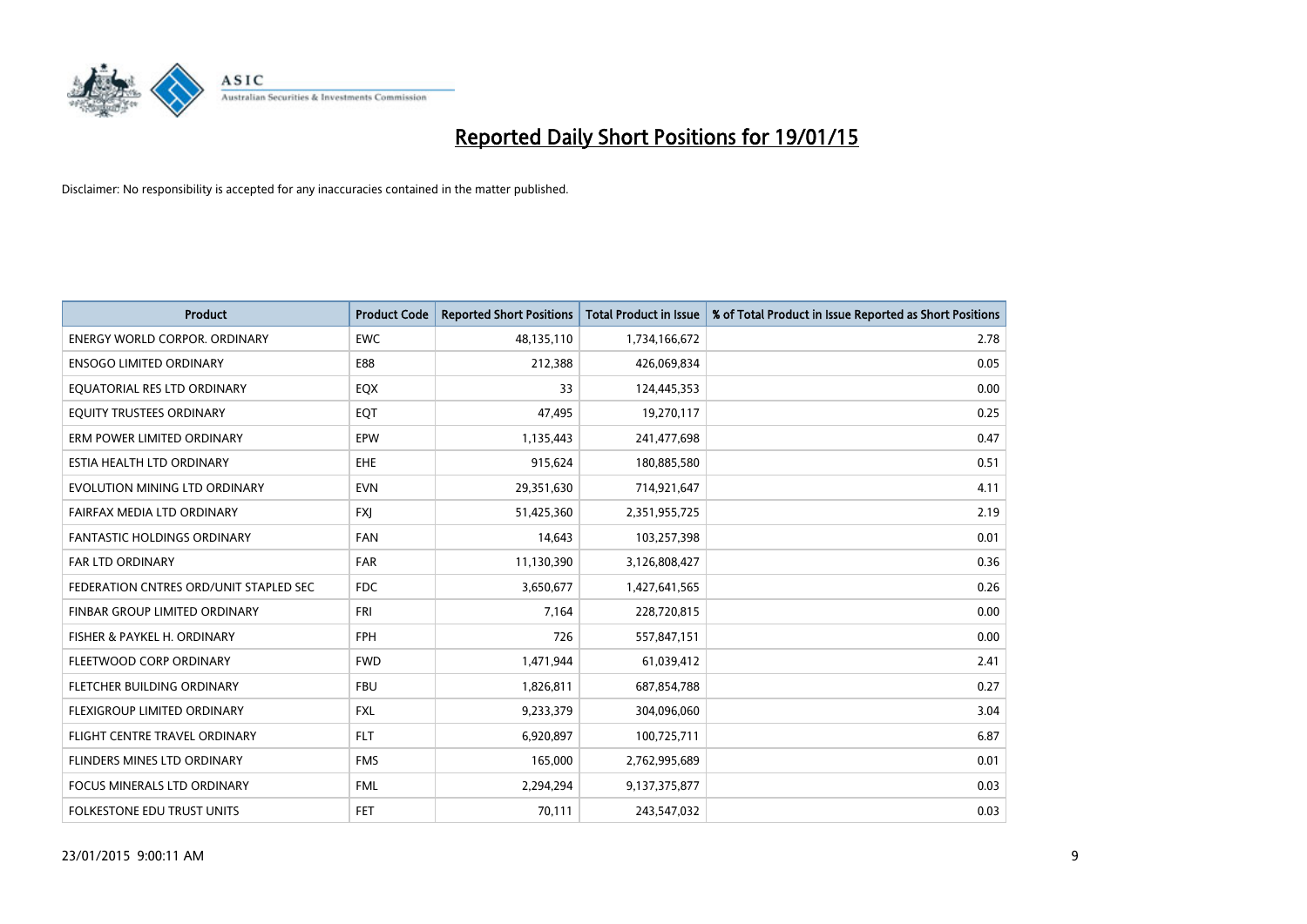# Reported Daily Short Positions for 19/01/15

Disclaimer: No responsibility is accepted for any inaccuracies contained in the matter published.

| Product | Product Code | Reported Short Positions | Total Product in Issue | % of Total Product in Issue Reported as Short Positions |
|---|---|---|---|---|
| ENERGY WORLD CORPOR. ORDINARY | EWC | 48,135,110 | 1,734,166,672 | 2.78 |
| ENSOGO LIMITED ORDINARY | E88 | 212,388 | 426,069,834 | 0.05 |
| EQUATORIAL RES LTD ORDINARY | EQX | 33 | 124,445,353 | 0.00 |
| EQUITY TRUSTEES ORDINARY | EQT | 47,495 | 19,270,117 | 0.25 |
| ERM POWER LIMITED ORDINARY | EPW | 1,135,443 | 241,477,698 | 0.47 |
| ESTIA HEALTH LTD ORDINARY | EHE | 915,624 | 180,885,580 | 0.51 |
| EVOLUTION MINING LTD ORDINARY | EVN | 29,351,630 | 714,921,647 | 4.11 |
| FAIRFAX MEDIA LTD ORDINARY | FXJ | 51,425,360 | 2,351,955,725 | 2.19 |
| FANTASTIC HOLDINGS ORDINARY | FAN | 14,643 | 103,257,398 | 0.01 |
| FAR LTD ORDINARY | FAR | 11,130,390 | 3,126,808,427 | 0.36 |
| FEDERATION CNTRES ORD/UNIT STAPLED SEC | FDC | 3,650,677 | 1,427,641,565 | 0.26 |
| FINBAR GROUP LIMITED ORDINARY | FRI | 7,164 | 228,720,815 | 0.00 |
| FISHER & PAYKEL H. ORDINARY | FPH | 726 | 557,847,151 | 0.00 |
| FLEETWOOD CORP ORDINARY | FWD | 1,471,944 | 61,039,412 | 2.41 |
| FLETCHER BUILDING ORDINARY | FBU | 1,826,811 | 687,854,788 | 0.27 |
| FLEXIGROUP LIMITED ORDINARY | FXL | 9,233,379 | 304,096,060 | 3.04 |
| FLIGHT CENTRE TRAVEL ORDINARY | FLT | 6,920,897 | 100,725,711 | 6.87 |
| FLINDERS MINES LTD ORDINARY | FMS | 165,000 | 2,762,995,689 | 0.01 |
| FOCUS MINERALS LTD ORDINARY | FML | 2,294,294 | 9,137,375,877 | 0.03 |
| FOLKESTONE EDU TRUST UNITS | FET | 70,111 | 243,547,032 | 0.03 |

23/01/2015 9:00:11 AM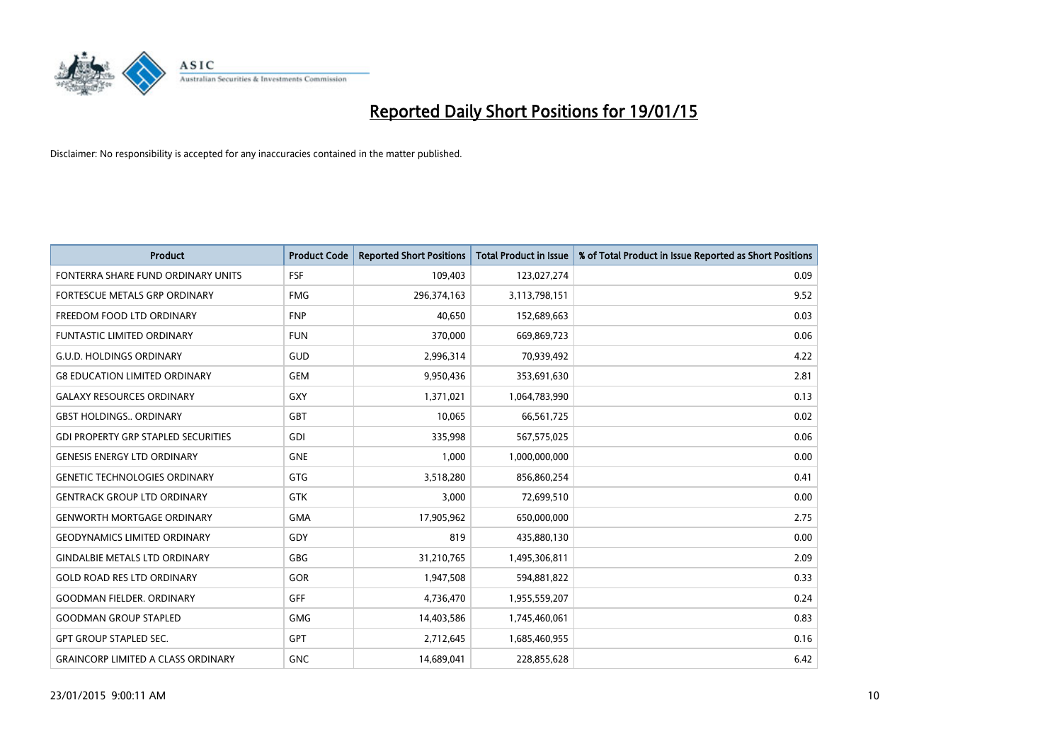# Reported Daily Short Positions for 19/01/15

Disclaimer: No responsibility is accepted for any inaccuracies contained in the matter published.

| Product | Product Code | Reported Short Positions | Total Product in Issue | % of Total Product in Issue Reported as Short Positions |
|---|---|---|---|---|
| FONTERRA SHARE FUND ORDINARY UNITS | FSF | 109,403 | 123,027,274 | 0.09 |
| FORTESCUE METALS GRP ORDINARY | FMG | 296,374,163 | 3,113,798,151 | 9.52 |
| FREEDOM FOOD LTD ORDINARY | FNP | 40,650 | 152,689,663 | 0.03 |
| FUNTASTIC LIMITED ORDINARY | FUN | 370,000 | 669,869,723 | 0.06 |
| G.U.D. HOLDINGS ORDINARY | GUD | 2,996,314 | 70,939,492 | 4.22 |
| G8 EDUCATION LIMITED ORDINARY | GEM | 9,950,436 | 353,691,630 | 2.81 |
| GALAXY RESOURCES ORDINARY | GXY | 1,371,021 | 1,064,783,990 | 0.13 |
| GBST HOLDINGS.. ORDINARY | GBT | 10,065 | 66,561,725 | 0.02 |
| GDI PROPERTY GRP STAPLED SECURITIES | GDI | 335,998 | 567,575,025 | 0.06 |
| GENESIS ENERGY LTD ORDINARY | GNE | 1,000 | 1,000,000,000 | 0.00 |
| GENETIC TECHNOLOGIES ORDINARY | GTG | 3,518,280 | 856,860,254 | 0.41 |
| GENTRACK GROUP LTD ORDINARY | GTK | 3,000 | 72,699,510 | 0.00 |
| GENWORTH MORTGAGE ORDINARY | GMA | 17,905,962 | 650,000,000 | 2.75 |
| GEODYNAMICS LIMITED ORDINARY | GDY | 819 | 435,880,130 | 0.00 |
| GINDALBIE METALS LTD ORDINARY | GBG | 31,210,765 | 1,495,306,811 | 2.09 |
| GOLD ROAD RES LTD ORDINARY | GOR | 1,947,508 | 594,881,822 | 0.33 |
| GOODMAN FIELDER. ORDINARY | GFF | 4,736,470 | 1,955,559,207 | 0.24 |
| GOODMAN GROUP STAPLED | GMG | 14,403,586 | 1,745,460,061 | 0.83 |
| GPT GROUP STAPLED SEC. | GPT | 2,712,645 | 1,685,460,955 | 0.16 |
| GRAINCORP LIMITED A CLASS ORDINARY | GNC | 14,689,041 | 228,855,628 | 6.42 |

23/01/2015 9:00:11 AM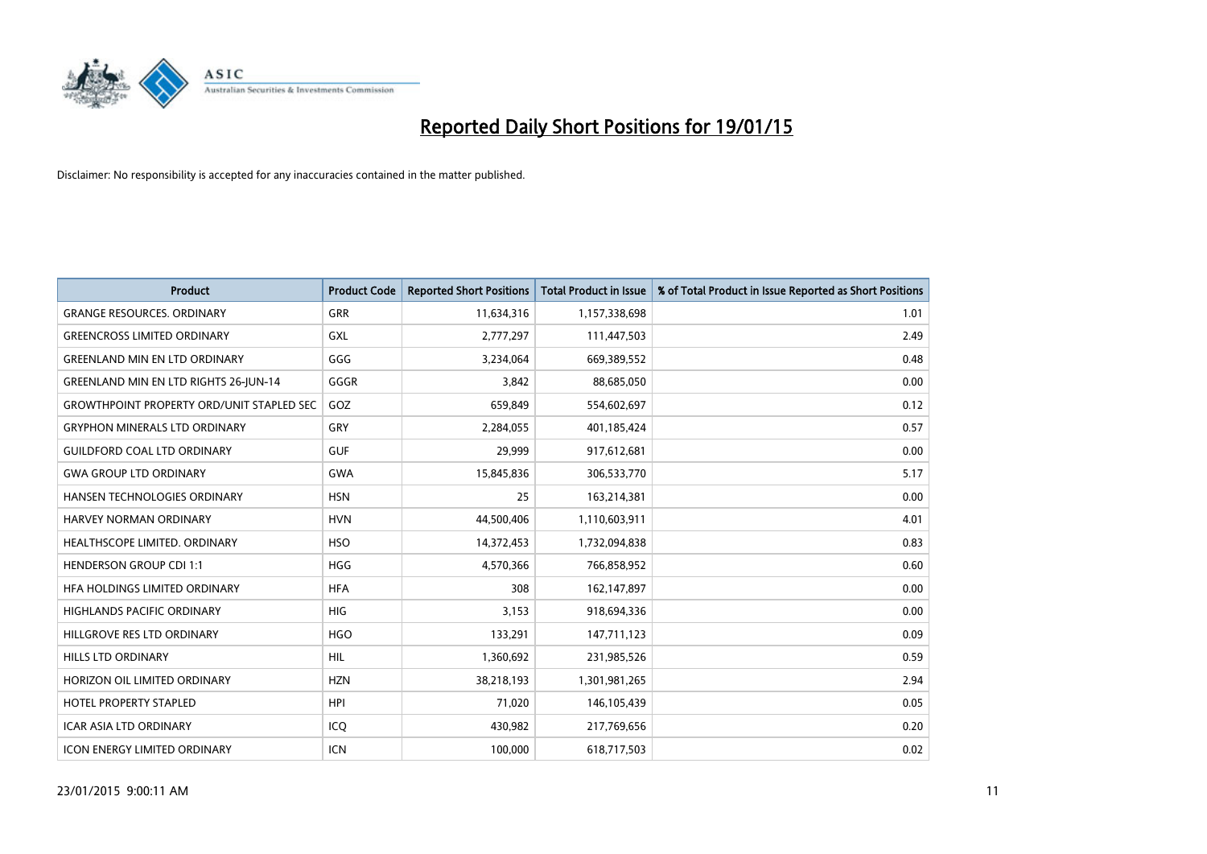# Reported Daily Short Positions for 19/01/15

Disclaimer: No responsibility is accepted for any inaccuracies contained in the matter published.

| Product | Product Code | Reported Short Positions | Total Product in Issue | % of Total Product in Issue Reported as Short Positions |
|---|---|---|---|---|
| GRANGE RESOURCES. ORDINARY | GRR | 11,634,316 | 1,157,338,698 | 1.01 |
| GREENCROSS LIMITED ORDINARY | GXL | 2,777,297 | 111,447,503 | 2.49 |
| GREENLAND MIN EN LTD ORDINARY | GGG | 3,234,064 | 669,389,552 | 0.48 |
| GREENLAND MIN EN LTD RIGHTS 26-JUN-14 | GGGR | 3,842 | 88,685,050 | 0.00 |
| GROWTHPOINT PROPERTY ORD/UNIT STAPLED SEC | GOZ | 659,849 | 554,602,697 | 0.12 |
| GRYPHON MINERALS LTD ORDINARY | GRY | 2,284,055 | 401,185,424 | 0.57 |
| GUILDFORD COAL LTD ORDINARY | GUF | 29,999 | 917,612,681 | 0.00 |
| GWA GROUP LTD ORDINARY | GWA | 15,845,836 | 306,533,770 | 5.17 |
| HANSEN TECHNOLOGIES ORDINARY | HSN | 25 | 163,214,381 | 0.00 |
| HARVEY NORMAN ORDINARY | HVN | 44,500,406 | 1,110,603,911 | 4.01 |
| HEALTHSCOPE LIMITED. ORDINARY | HSO | 14,372,453 | 1,732,094,838 | 0.83 |
| HENDERSON GROUP CDI 1:1 | HGG | 4,570,366 | 766,858,952 | 0.60 |
| HFA HOLDINGS LIMITED ORDINARY | HFA | 308 | 162,147,897 | 0.00 |
| HIGHLANDS PACIFIC ORDINARY | HIG | 3,153 | 918,694,336 | 0.00 |
| HILLGROVE RES LTD ORDINARY | HGO | 133,291 | 147,711,123 | 0.09 |
| HILLS LTD ORDINARY | HIL | 1,360,692 | 231,985,526 | 0.59 |
| HORIZON OIL LIMITED ORDINARY | HZN | 38,218,193 | 1,301,981,265 | 2.94 |
| HOTEL PROPERTY STAPLED | HPI | 71,020 | 146,105,439 | 0.05 |
| ICAR ASIA LTD ORDINARY | ICQ | 430,982 | 217,769,656 | 0.20 |
| ICON ENERGY LIMITED ORDINARY | ICN | 100,000 | 618,717,503 | 0.02 |

23/01/2015 9:00:11 AM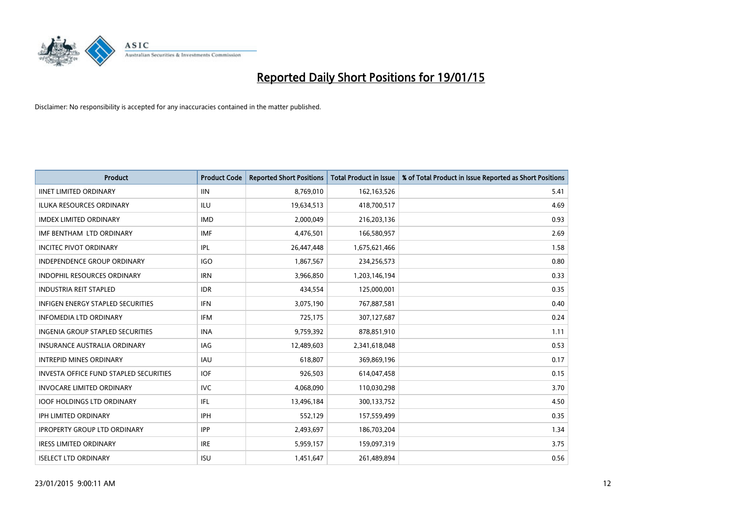# Reported Daily Short Positions for 19/01/15

Disclaimer: No responsibility is accepted for any inaccuracies contained in the matter published.

| Product | Product Code | Reported Short Positions | Total Product in Issue | % of Total Product in Issue Reported as Short Positions |
|---|---|---|---|---|
| IINET LIMITED ORDINARY | IIN | 8,769,010 | 162,163,526 | 5.41 |
| ILUKA RESOURCES ORDINARY | ILU | 19,634,513 | 418,700,517 | 4.69 |
| IMDEX LIMITED ORDINARY | IMD | 2,000,049 | 216,203,136 | 0.93 |
| IMF BENTHAM LTD ORDINARY | IMF | 4,476,501 | 166,580,957 | 2.69 |
| INCITEC PIVOT ORDINARY | IPL | 26,447,448 | 1,675,621,466 | 1.58 |
| INDEPENDENCE GROUP ORDINARY | IGO | 1,867,567 | 234,256,573 | 0.80 |
| INDOPHIL RESOURCES ORDINARY | IRN | 3,966,850 | 1,203,146,194 | 0.33 |
| INDUSTRIA REIT STAPLED | IDR | 434,554 | 125,000,001 | 0.35 |
| INFIGEN ENERGY STAPLED SECURITIES | IFN | 3,075,190 | 767,887,581 | 0.40 |
| INFOMEDIA LTD ORDINARY | IFM | 725,175 | 307,127,687 | 0.24 |
| INGENIA GROUP STAPLED SECURITIES | INA | 9,759,392 | 878,851,910 | 1.11 |
| INSURANCE AUSTRALIA ORDINARY | IAG | 12,489,603 | 2,341,618,048 | 0.53 |
| INTREPID MINES ORDINARY | IAU | 618,807 | 369,869,196 | 0.17 |
| INVESTA OFFICE FUND STAPLED SECURITIES | IOF | 926,503 | 614,047,458 | 0.15 |
| INVOCARE LIMITED ORDINARY | IVC | 4,068,090 | 110,030,298 | 3.70 |
| IOOF HOLDINGS LTD ORDINARY | IFL | 13,496,184 | 300,133,752 | 4.50 |
| IPH LIMITED ORDINARY | IPH | 552,129 | 157,559,499 | 0.35 |
| IPROPERTY GROUP LTD ORDINARY | IPP | 2,493,697 | 186,703,204 | 1.34 |
| IRESS LIMITED ORDINARY | IRE | 5,959,157 | 159,097,319 | 3.75 |
| ISELECT LTD ORDINARY | ISU | 1,451,647 | 261,489,894 | 0.56 |

23/01/2015 9:00:11 AM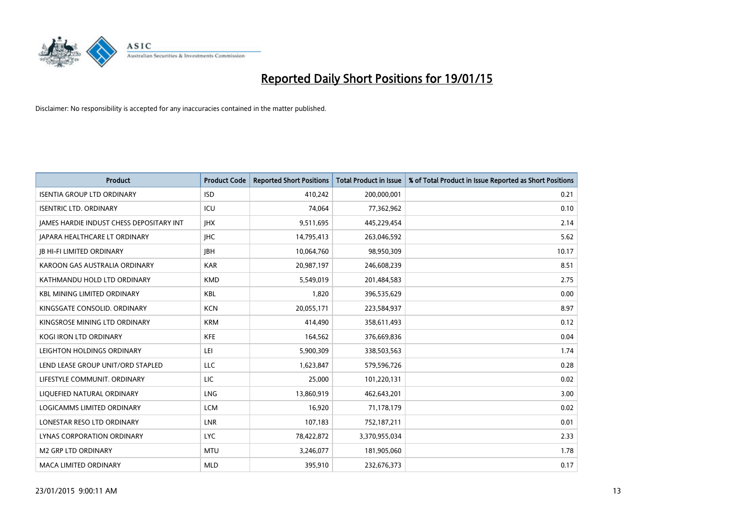# Reported Daily Short Positions for 19/01/15

Disclaimer: No responsibility is accepted for any inaccuracies contained in the matter published.

| Product | Product Code | Reported Short Positions | Total Product in Issue | % of Total Product in Issue Reported as Short Positions |
|---|---|---|---|---|
| ISENTIA GROUP LTD ORDINARY | ISD | 410,242 | 200,000,001 | 0.21 |
| ISENTRIC LTD. ORDINARY | ICU | 74,064 | 77,362,962 | 0.10 |
| JAMES HARDIE INDUST CHESS DEPOSITARY INT | JHX | 9,511,695 | 445,229,454 | 2.14 |
| JAPARA HEALTHCARE LT ORDINARY | JHC | 14,795,413 | 263,046,592 | 5.62 |
| JB HI-FI LIMITED ORDINARY | JBH | 10,064,760 | 98,950,309 | 10.17 |
| KAROON GAS AUSTRALIA ORDINARY | KAR | 20,987,197 | 246,608,239 | 8.51 |
| KATHMANDU HOLD LTD ORDINARY | KMD | 5,549,019 | 201,484,583 | 2.75 |
| KBL MINING LIMITED ORDINARY | KBL | 1,820 | 396,535,629 | 0.00 |
| KINGSGATE CONSOLID. ORDINARY | KCN | 20,055,171 | 223,584,937 | 8.97 |
| KINGSROSE MINING LTD ORDINARY | KRM | 414,490 | 358,611,493 | 0.12 |
| KOGI IRON LTD ORDINARY | KFE | 164,562 | 376,669,836 | 0.04 |
| LEIGHTON HOLDINGS ORDINARY | LEI | 5,900,309 | 338,503,563 | 1.74 |
| LEND LEASE GROUP UNIT/ORD STAPLED | LLC | 1,623,847 | 579,596,726 | 0.28 |
| LIFESTYLE COMMUNIT. ORDINARY | LIC | 25,000 | 101,220,131 | 0.02 |
| LIQUEFIED NATURAL ORDINARY | LNG | 13,860,919 | 462,643,201 | 3.00 |
| LOGICAMMS LIMITED ORDINARY | LCM | 16,920 | 71,178,179 | 0.02 |
| LONESTAR RESO LTD ORDINARY | LNR | 107,183 | 752,187,211 | 0.01 |
| LYNAS CORPORATION ORDINARY | LYC | 78,422,872 | 3,370,955,034 | 2.33 |
| M2 GRP LTD ORDINARY | MTU | 3,246,077 | 181,905,060 | 1.78 |
| MACA LIMITED ORDINARY | MLD | 395,910 | 232,676,373 | 0.17 |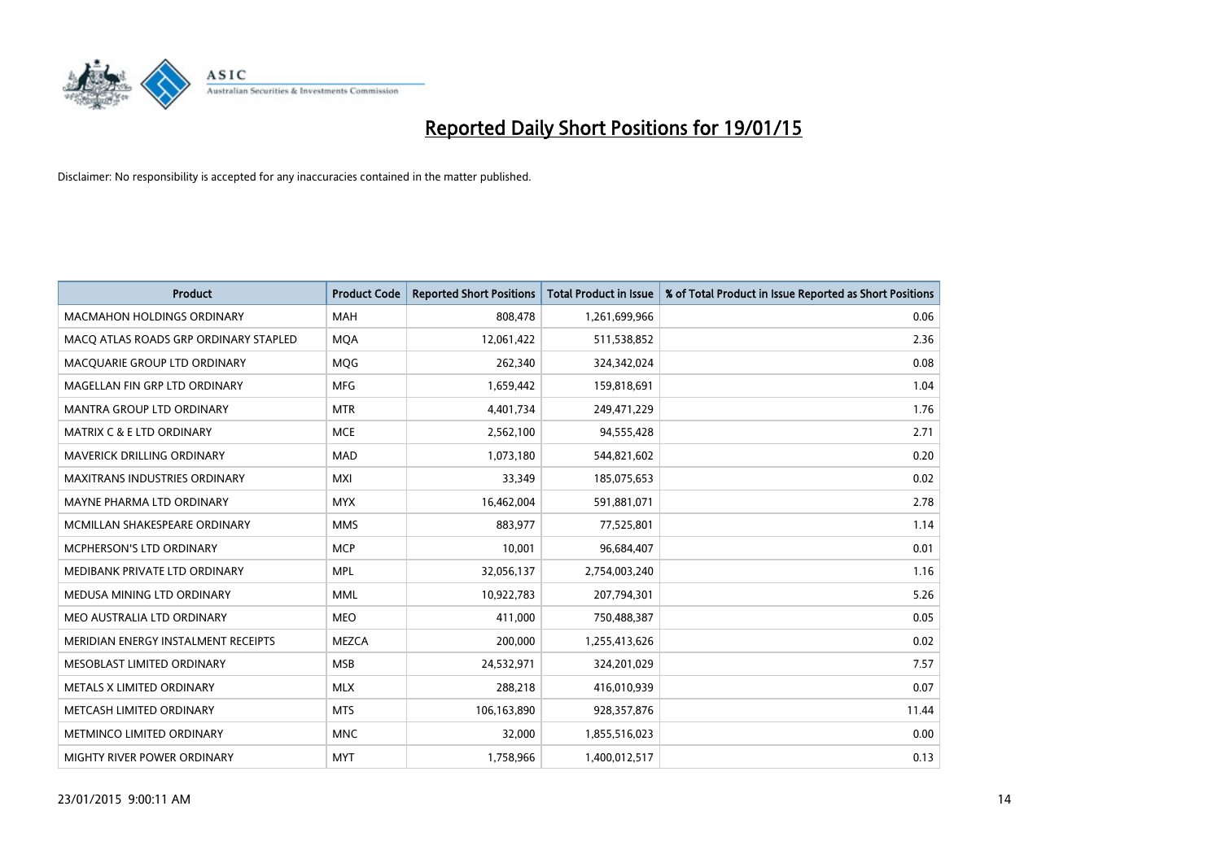# Reported Daily Short Positions for 19/01/15

Disclaimer: No responsibility is accepted for any inaccuracies contained in the matter published.

| Product | Product Code | Reported Short Positions | Total Product in Issue | % of Total Product in Issue Reported as Short Positions |
|---|---|---|---|---|
| MACMAHON HOLDINGS ORDINARY | MAH | 808,478 | 1,261,699,966 | 0.06 |
| MACQ ATLAS ROADS GRP ORDINARY STAPLED | MQA | 12,061,422 | 511,538,852 | 2.36 |
| MACQUARIE GROUP LTD ORDINARY | MQG | 262,340 | 324,342,024 | 0.08 |
| MAGELLAN FIN GRP LTD ORDINARY | MFG | 1,659,442 | 159,818,691 | 1.04 |
| MANTRA GROUP LTD ORDINARY | MTR | 4,401,734 | 249,471,229 | 1.76 |
| MATRIX C & E LTD ORDINARY | MCE | 2,562,100 | 94,555,428 | 2.71 |
| MAVERICK DRILLING ORDINARY | MAD | 1,073,180 | 544,821,602 | 0.20 |
| MAXITRANS INDUSTRIES ORDINARY | MXI | 33,349 | 185,075,653 | 0.02 |
| MAYNE PHARMA LTD ORDINARY | MYX | 16,462,004 | 591,881,071 | 2.78 |
| MCMILLAN SHAKESPEARE ORDINARY | MMS | 883,977 | 77,525,801 | 1.14 |
| MCPHERSON'S LTD ORDINARY | MCP | 10,001 | 96,684,407 | 0.01 |
| MEDIBANK PRIVATE LTD ORDINARY | MPL | 32,056,137 | 2,754,003,240 | 1.16 |
| MEDUSA MINING LTD ORDINARY | MML | 10,922,783 | 207,794,301 | 5.26 |
| MEO AUSTRALIA LTD ORDINARY | MEO | 411,000 | 750,488,387 | 0.05 |
| MERIDIAN ENERGY INSTALMENT RECEIPTS | MEZCA | 200,000 | 1,255,413,626 | 0.02 |
| MESOBLAST LIMITED ORDINARY | MSB | 24,532,971 | 324,201,029 | 7.57 |
| METALS X LIMITED ORDINARY | MLX | 288,218 | 416,010,939 | 0.07 |
| METCASH LIMITED ORDINARY | MTS | 106,163,890 | 928,357,876 | 11.44 |
| METMINCO LIMITED ORDINARY | MNC | 32,000 | 1,855,516,023 | 0.00 |
| MIGHTY RIVER POWER ORDINARY | MYT | 1,758,966 | 1,400,012,517 | 0.13 |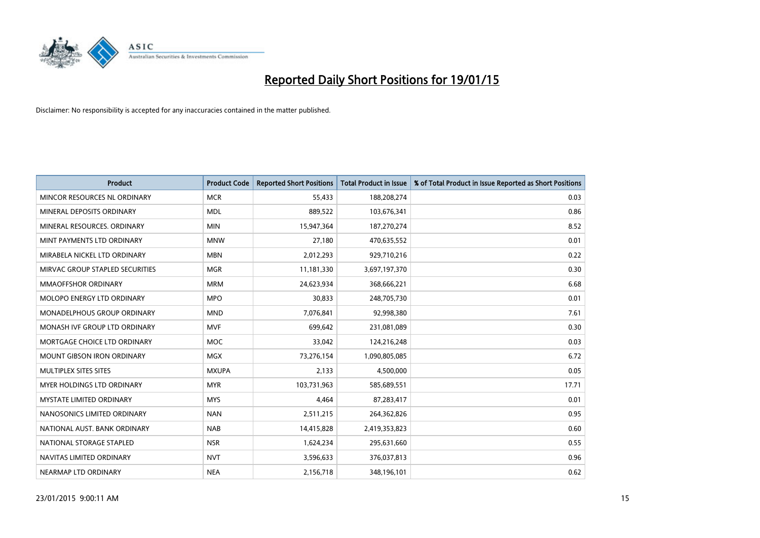# Reported Daily Short Positions for 19/01/15

Disclaimer: No responsibility is accepted for any inaccuracies contained in the matter published.

| Product | Product Code | Reported Short Positions | Total Product in Issue | % of Total Product in Issue Reported as Short Positions |
|---|---|---|---|---|
| MINCOR RESOURCES NL ORDINARY | MCR | 55,433 | 188,208,274 | 0.03 |
| MINERAL DEPOSITS ORDINARY | MDL | 889,522 | 103,676,341 | 0.86 |
| MINERAL RESOURCES. ORDINARY | MIN | 15,947,364 | 187,270,274 | 8.52 |
| MINT PAYMENTS LTD ORDINARY | MNW | 27,180 | 470,635,552 | 0.01 |
| MIRABELA NICKEL LTD ORDINARY | MBN | 2,012,293 | 929,710,216 | 0.22 |
| MIRVAC GROUP STAPLED SECURITIES | MGR | 11,181,330 | 3,697,197,370 | 0.30 |
| MMAOFFSHOR ORDINARY | MRM | 24,623,934 | 368,666,221 | 6.68 |
| MOLOPO ENERGY LTD ORDINARY | MPO | 30,833 | 248,705,730 | 0.01 |
| MONADELPHOUS GROUP ORDINARY | MND | 7,076,841 | 92,998,380 | 7.61 |
| MONASH IVF GROUP LTD ORDINARY | MVF | 699,642 | 231,081,089 | 0.30 |
| MORTGAGE CHOICE LTD ORDINARY | MOC | 33,042 | 124,216,248 | 0.03 |
| MOUNT GIBSON IRON ORDINARY | MGX | 73,276,154 | 1,090,805,085 | 6.72 |
| MULTIPLEX SITES SITES | MXUPA | 2,133 | 4,500,000 | 0.05 |
| MYER HOLDINGS LTD ORDINARY | MYR | 103,731,963 | 585,689,551 | 17.71 |
| MYSTATE LIMITED ORDINARY | MYS | 4,464 | 87,283,417 | 0.01 |
| NANOSONICS LIMITED ORDINARY | NAN | 2,511,215 | 264,362,826 | 0.95 |
| NATIONAL AUST. BANK ORDINARY | NAB | 14,415,828 | 2,419,353,823 | 0.60 |
| NATIONAL STORAGE STAPLED | NSR | 1,624,234 | 295,631,660 | 0.55 |
| NAVITAS LIMITED ORDINARY | NVT | 3,596,633 | 376,037,813 | 0.96 |
| NEARMAP LTD ORDINARY | NEA | 2,156,718 | 348,196,101 | 0.62 |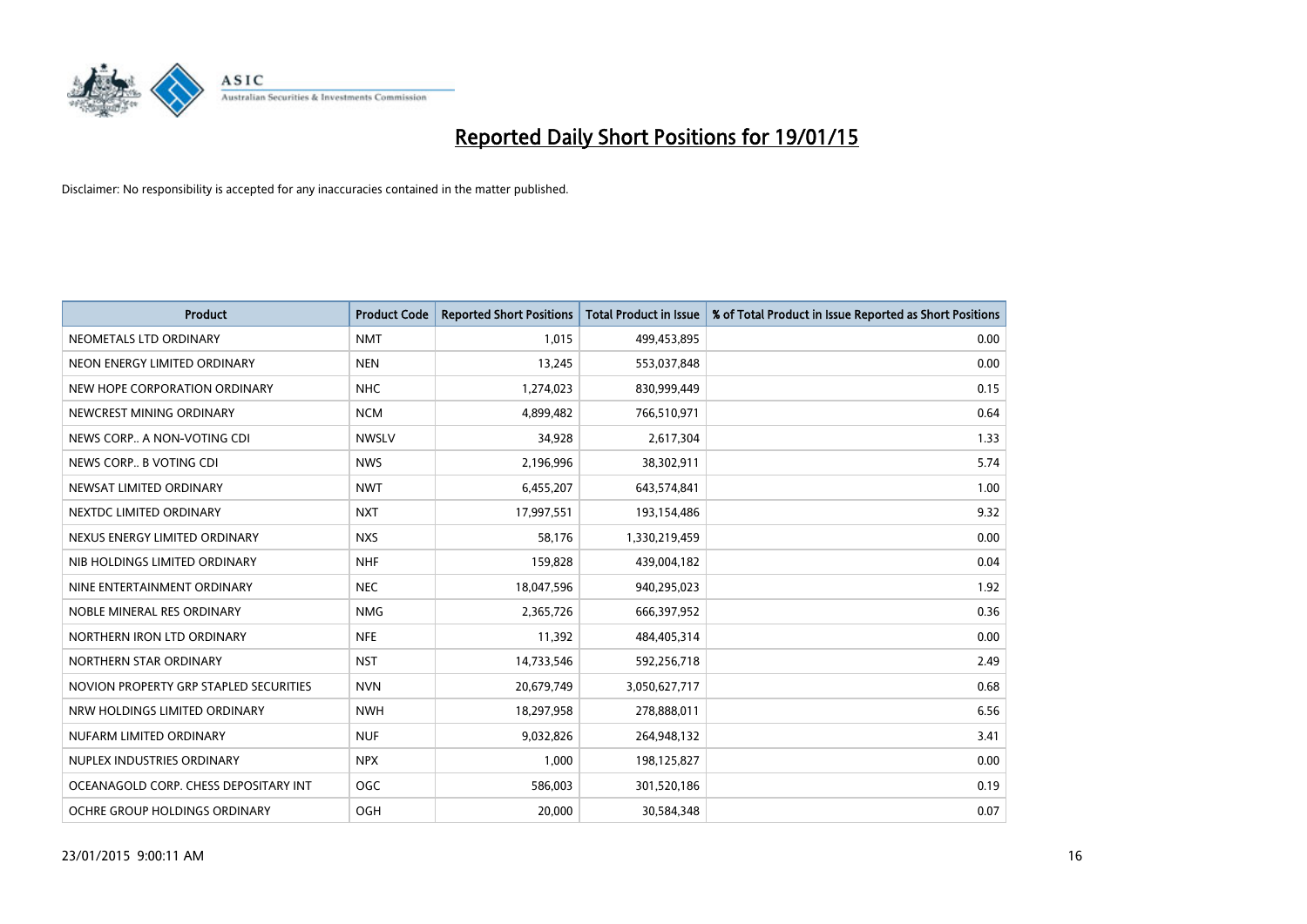# Reported Daily Short Positions for 19/01/15

Disclaimer: No responsibility is accepted for any inaccuracies contained in the matter published.

| Product | Product Code | Reported Short Positions | Total Product in Issue | % of Total Product in Issue Reported as Short Positions |
|---|---|---|---|---|
| NEOMETALS LTD ORDINARY | NMT | 1,015 | 499,453,895 | 0.00 |
| NEON ENERGY LIMITED ORDINARY | NEN | 13,245 | 553,037,848 | 0.00 |
| NEW HOPE CORPORATION ORDINARY | NHC | 1,274,023 | 830,999,449 | 0.15 |
| NEWCREST MINING ORDINARY | NCM | 4,899,482 | 766,510,971 | 0.64 |
| NEWS CORP.. A NON-VOTING CDI | NWSLV | 34,928 | 2,617,304 | 1.33 |
| NEWS CORP.. B VOTING CDI | NWS | 2,196,996 | 38,302,911 | 5.74 |
| NEWSAT LIMITED ORDINARY | NWT | 6,455,207 | 643,574,841 | 1.00 |
| NEXTDC LIMITED ORDINARY | NXT | 17,997,551 | 193,154,486 | 9.32 |
| NEXUS ENERGY LIMITED ORDINARY | NXS | 58,176 | 1,330,219,459 | 0.00 |
| NIB HOLDINGS LIMITED ORDINARY | NHF | 159,828 | 439,004,182 | 0.04 |
| NINE ENTERTAINMENT ORDINARY | NEC | 18,047,596 | 940,295,023 | 1.92 |
| NOBLE MINERAL RES ORDINARY | NMG | 2,365,726 | 666,397,952 | 0.36 |
| NORTHERN IRON LTD ORDINARY | NFE | 11,392 | 484,405,314 | 0.00 |
| NORTHERN STAR ORDINARY | NST | 14,733,546 | 592,256,718 | 2.49 |
| NOVION PROPERTY GRP STAPLED SECURITIES | NVN | 20,679,749 | 3,050,627,717 | 0.68 |
| NRW HOLDINGS LIMITED ORDINARY | NWH | 18,297,958 | 278,888,011 | 6.56 |
| NUFARM LIMITED ORDINARY | NUF | 9,032,826 | 264,948,132 | 3.41 |
| NUPLEX INDUSTRIES ORDINARY | NPX | 1,000 | 198,125,827 | 0.00 |
| OCEANAGOLD CORP. CHESS DEPOSITARY INT | OGC | 586,003 | 301,520,186 | 0.19 |
| OCHRE GROUP HOLDINGS ORDINARY | OGH | 20,000 | 30,584,348 | 0.07 |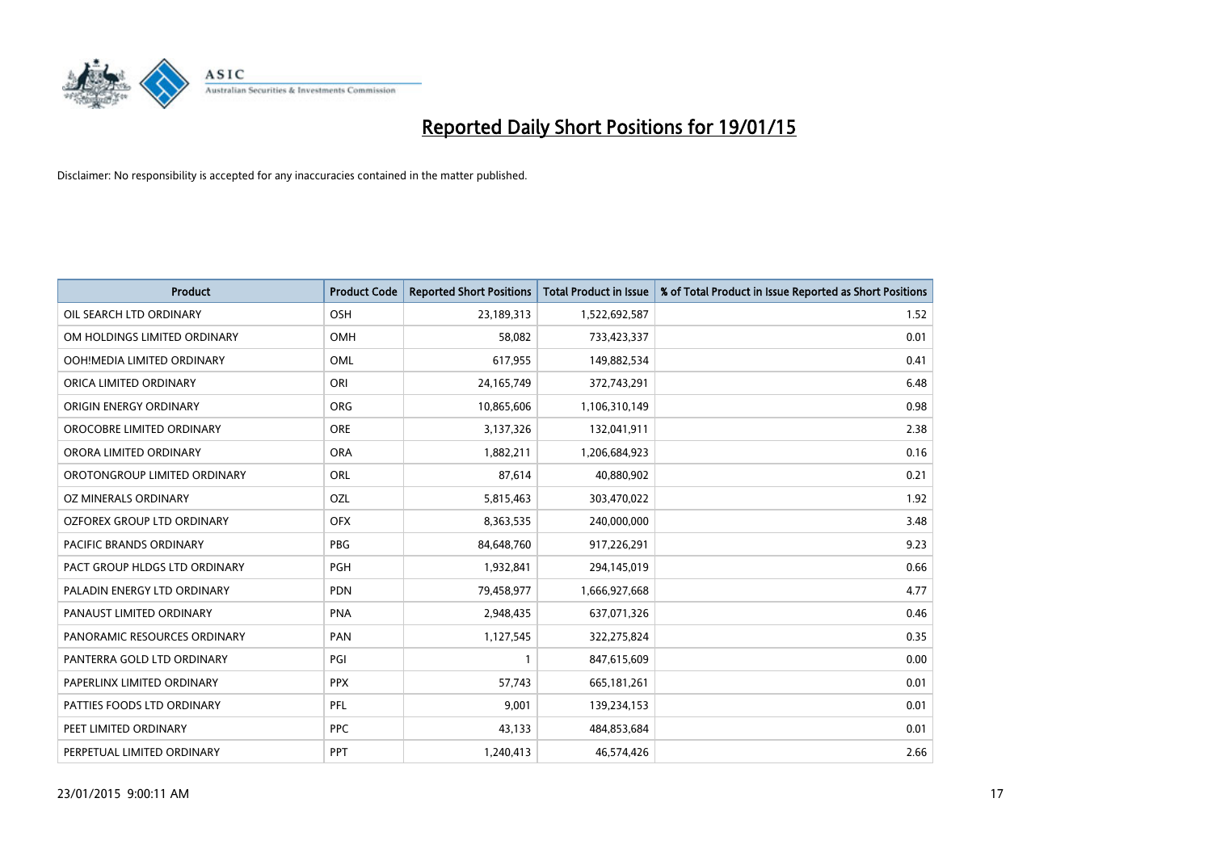# Reported Daily Short Positions for 19/01/15

Disclaimer: No responsibility is accepted for any inaccuracies contained in the matter published.

| Product | Product Code | Reported Short Positions | Total Product in Issue | % of Total Product in Issue Reported as Short Positions |
|---|---|---|---|---|
| OIL SEARCH LTD ORDINARY | OSH | 23,189,313 | 1,522,692,587 | 1.52 |
| OM HOLDINGS LIMITED ORDINARY | OMH | 58,082 | 733,423,337 | 0.01 |
| OOH!MEDIA LIMITED ORDINARY | OML | 617,955 | 149,882,534 | 0.41 |
| ORICA LIMITED ORDINARY | ORI | 24,165,749 | 372,743,291 | 6.48 |
| ORIGIN ENERGY ORDINARY | ORG | 10,865,606 | 1,106,310,149 | 0.98 |
| OROCOBRE LIMITED ORDINARY | ORE | 3,137,326 | 132,041,911 | 2.38 |
| ORORA LIMITED ORDINARY | ORA | 1,882,211 | 1,206,684,923 | 0.16 |
| OROTONGROUP LIMITED ORDINARY | ORL | 87,614 | 40,880,902 | 0.21 |
| OZ MINERALS ORDINARY | OZL | 5,815,463 | 303,470,022 | 1.92 |
| OZFOREX GROUP LTD ORDINARY | OFX | 8,363,535 | 240,000,000 | 3.48 |
| PACIFIC BRANDS ORDINARY | PBG | 84,648,760 | 917,226,291 | 9.23 |
| PACT GROUP HLDGS LTD ORDINARY | PGH | 1,932,841 | 294,145,019 | 0.66 |
| PALADIN ENERGY LTD ORDINARY | PDN | 79,458,977 | 1,666,927,668 | 4.77 |
| PANAUST LIMITED ORDINARY | PNA | 2,948,435 | 637,071,326 | 0.46 |
| PANORAMIC RESOURCES ORDINARY | PAN | 1,127,545 | 322,275,824 | 0.35 |
| PANTERRA GOLD LTD ORDINARY | PGI | 1 | 847,615,609 | 0.00 |
| PAPERLINX LIMITED ORDINARY | PPX | 57,743 | 665,181,261 | 0.01 |
| PATTIES FOODS LTD ORDINARY | PFL | 9,001 | 139,234,153 | 0.01 |
| PEET LIMITED ORDINARY | PPC | 43,133 | 484,853,684 | 0.01 |
| PERPETUAL LIMITED ORDINARY | PPT | 1,240,413 | 46,574,426 | 2.66 |

23/01/2015 9:00:11 AM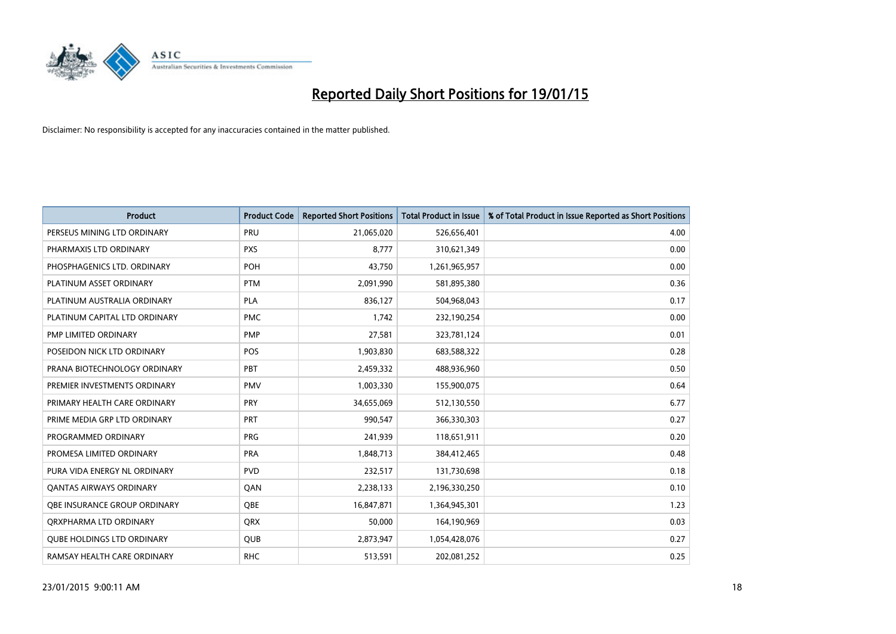# Reported Daily Short Positions for 19/01/15

Disclaimer: No responsibility is accepted for any inaccuracies contained in the matter published.

| Product | Product Code | Reported Short Positions | Total Product in Issue | % of Total Product in Issue Reported as Short Positions |
|---|---|---|---|---|
| PERSEUS MINING LTD ORDINARY | PRU | 21,065,020 | 526,656,401 | 4.00 |
| PHARMAXIS LTD ORDINARY | PXS | 8,777 | 310,621,349 | 0.00 |
| PHOSPHAGENICS LTD. ORDINARY | POH | 43,750 | 1,261,965,957 | 0.00 |
| PLATINUM ASSET ORDINARY | PTM | 2,091,990 | 581,895,380 | 0.36 |
| PLATINUM AUSTRALIA ORDINARY | PLA | 836,127 | 504,968,043 | 0.17 |
| PLATINUM CAPITAL LTD ORDINARY | PMC | 1,742 | 232,190,254 | 0.00 |
| PMP LIMITED ORDINARY | PMP | 27,581 | 323,781,124 | 0.01 |
| POSEIDON NICK LTD ORDINARY | POS | 1,903,830 | 683,588,322 | 0.28 |
| PRANA BIOTECHNOLOGY ORDINARY | PBT | 2,459,332 | 488,936,960 | 0.50 |
| PREMIER INVESTMENTS ORDINARY | PMV | 1,003,330 | 155,900,075 | 0.64 |
| PRIMARY HEALTH CARE ORDINARY | PRY | 34,655,069 | 512,130,550 | 6.77 |
| PRIME MEDIA GRP LTD ORDINARY | PRT | 990,547 | 366,330,303 | 0.27 |
| PROGRAMMED ORDINARY | PRG | 241,939 | 118,651,911 | 0.20 |
| PROMESA LIMITED ORDINARY | PRA | 1,848,713 | 384,412,465 | 0.48 |
| PURA VIDA ENERGY NL ORDINARY | PVD | 232,517 | 131,730,698 | 0.18 |
| QANTAS AIRWAYS ORDINARY | QAN | 2,238,133 | 2,196,330,250 | 0.10 |
| QBE INSURANCE GROUP ORDINARY | QBE | 16,847,871 | 1,364,945,301 | 1.23 |
| QRXPHARMA LTD ORDINARY | QRX | 50,000 | 164,190,969 | 0.03 |
| QUBE HOLDINGS LTD ORDINARY | QUB | 2,873,947 | 1,054,428,076 | 0.27 |
| RAMSAY HEALTH CARE ORDINARY | RHC | 513,591 | 202,081,252 | 0.25 |

23/01/2015 9:00:11 AM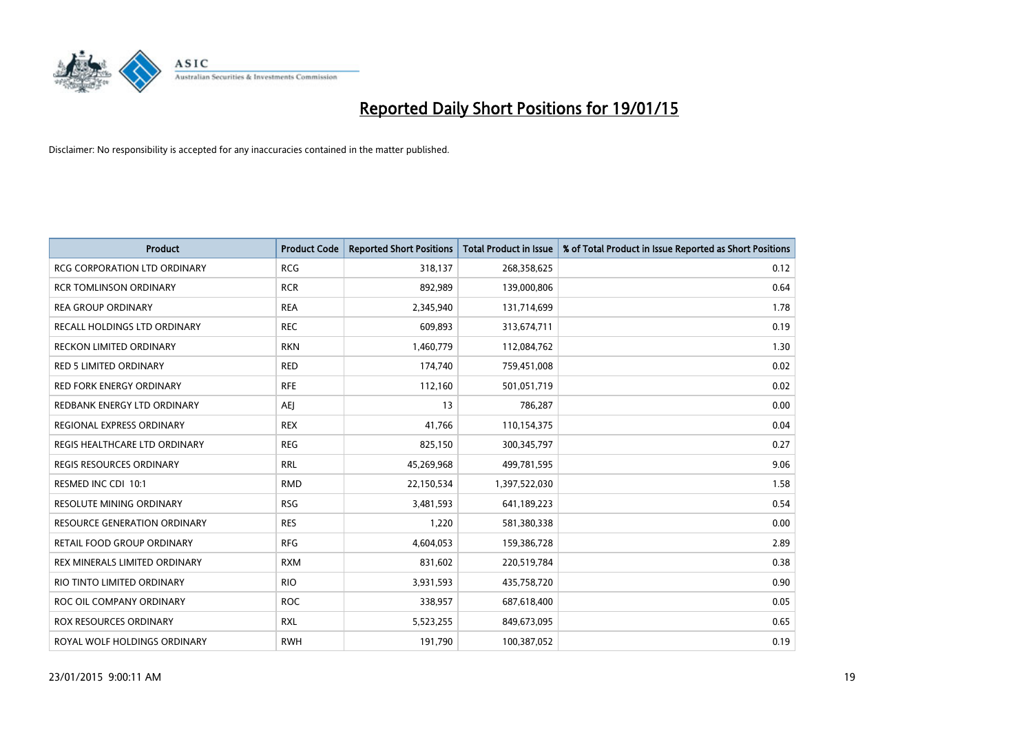# Reported Daily Short Positions for 19/01/15

Disclaimer: No responsibility is accepted for any inaccuracies contained in the matter published.

| Product | Product Code | Reported Short Positions | Total Product in Issue | % of Total Product in Issue Reported as Short Positions |
|---|---|---|---|---|
| RCG CORPORATION LTD ORDINARY | RCG | 318,137 | 268,358,625 | 0.12 |
| RCR TOMLINSON ORDINARY | RCR | 892,989 | 139,000,806 | 0.64 |
| REA GROUP ORDINARY | REA | 2,345,940 | 131,714,699 | 1.78 |
| RECALL HOLDINGS LTD ORDINARY | REC | 609,893 | 313,674,711 | 0.19 |
| RECKON LIMITED ORDINARY | RKN | 1,460,779 | 112,084,762 | 1.30 |
| RED 5 LIMITED ORDINARY | RED | 174,740 | 759,451,008 | 0.02 |
| RED FORK ENERGY ORDINARY | RFE | 112,160 | 501,051,719 | 0.02 |
| REDBANK ENERGY LTD ORDINARY | AEJ | 13 | 786,287 | 0.00 |
| REGIONAL EXPRESS ORDINARY | REX | 41,766 | 110,154,375 | 0.04 |
| REGIS HEALTHCARE LTD ORDINARY | REG | 825,150 | 300,345,797 | 0.27 |
| REGIS RESOURCES ORDINARY | RRL | 45,269,968 | 499,781,595 | 9.06 |
| RESMED INC CDI 10:1 | RMD | 22,150,534 | 1,397,522,030 | 1.58 |
| RESOLUTE MINING ORDINARY | RSG | 3,481,593 | 641,189,223 | 0.54 |
| RESOURCE GENERATION ORDINARY | RES | 1,220 | 581,380,338 | 0.00 |
| RETAIL FOOD GROUP ORDINARY | RFG | 4,604,053 | 159,386,728 | 2.89 |
| REX MINERALS LIMITED ORDINARY | RXM | 831,602 | 220,519,784 | 0.38 |
| RIO TINTO LIMITED ORDINARY | RIO | 3,931,593 | 435,758,720 | 0.90 |
| ROC OIL COMPANY ORDINARY | ROC | 338,957 | 687,618,400 | 0.05 |
| ROX RESOURCES ORDINARY | RXL | 5,523,255 | 849,673,095 | 0.65 |
| ROYAL WOLF HOLDINGS ORDINARY | RWH | 191,790 | 100,387,052 | 0.19 |

23/01/2015 9:00:11 AM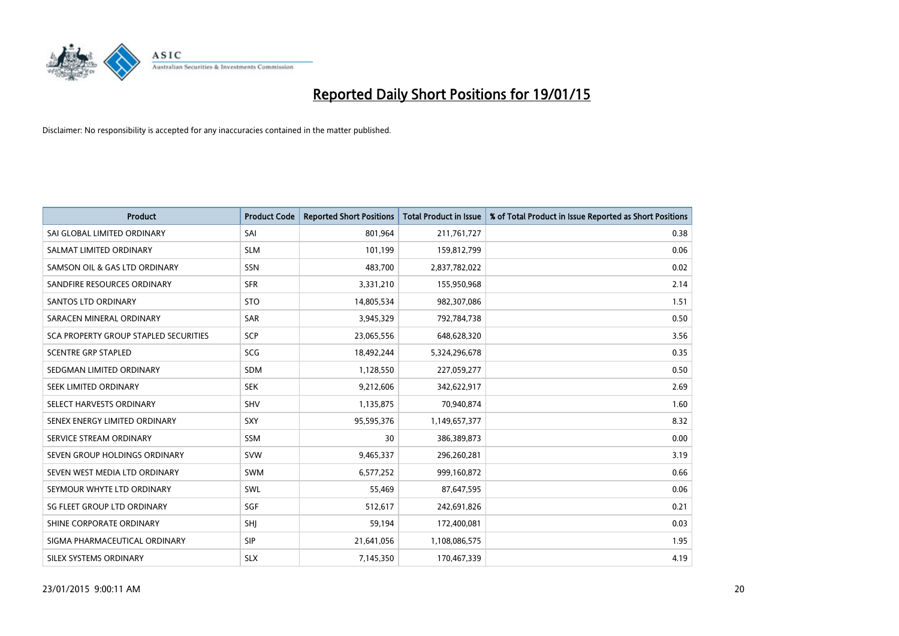# Reported Daily Short Positions for 19/01/15

Disclaimer: No responsibility is accepted for any inaccuracies contained in the matter published.

| Product | Product Code | Reported Short Positions | Total Product in Issue | % of Total Product in Issue Reported as Short Positions |
|---|---|---|---|---|
| SAI GLOBAL LIMITED ORDINARY | SAI | 801,964 | 211,761,727 | 0.38 |
| SALMAT LIMITED ORDINARY | SLM | 101,199 | 159,812,799 | 0.06 |
| SAMSON OIL & GAS LTD ORDINARY | SSN | 483,700 | 2,837,782,022 | 0.02 |
| SANDFIRE RESOURCES ORDINARY | SFR | 3,331,210 | 155,950,968 | 2.14 |
| SANTOS LTD ORDINARY | STO | 14,805,534 | 982,307,086 | 1.51 |
| SARACEN MINERAL ORDINARY | SAR | 3,945,329 | 792,784,738 | 0.50 |
| SCA PROPERTY GROUP STAPLED SECURITIES | SCP | 23,065,556 | 648,628,320 | 3.56 |
| SCENTRE GRP STAPLED | SCG | 18,492,244 | 5,324,296,678 | 0.35 |
| SEDGMAN LIMITED ORDINARY | SDM | 1,128,550 | 227,059,277 | 0.50 |
| SEEK LIMITED ORDINARY | SEK | 9,212,606 | 342,622,917 | 2.69 |
| SELECT HARVESTS ORDINARY | SHV | 1,135,875 | 70,940,874 | 1.60 |
| SENEX ENERGY LIMITED ORDINARY | SXY | 95,595,376 | 1,149,657,377 | 8.32 |
| SERVICE STREAM ORDINARY | SSM | 30 | 386,389,873 | 0.00 |
| SEVEN GROUP HOLDINGS ORDINARY | SVW | 9,465,337 | 296,260,281 | 3.19 |
| SEVEN WEST MEDIA LTD ORDINARY | SWM | 6,577,252 | 999,160,872 | 0.66 |
| SEYMOUR WHYTE LTD ORDINARY | SWL | 55,469 | 87,647,595 | 0.06 |
| SG FLEET GROUP LTD ORDINARY | SGF | 512,617 | 242,691,826 | 0.21 |
| SHINE CORPORATE ORDINARY | SHJ | 59,194 | 172,400,081 | 0.03 |
| SIGMA PHARMACEUTICAL ORDINARY | SIP | 21,641,056 | 1,108,086,575 | 1.95 |
| SILEX SYSTEMS ORDINARY | SLX | 7,145,350 | 170,467,339 | 4.19 |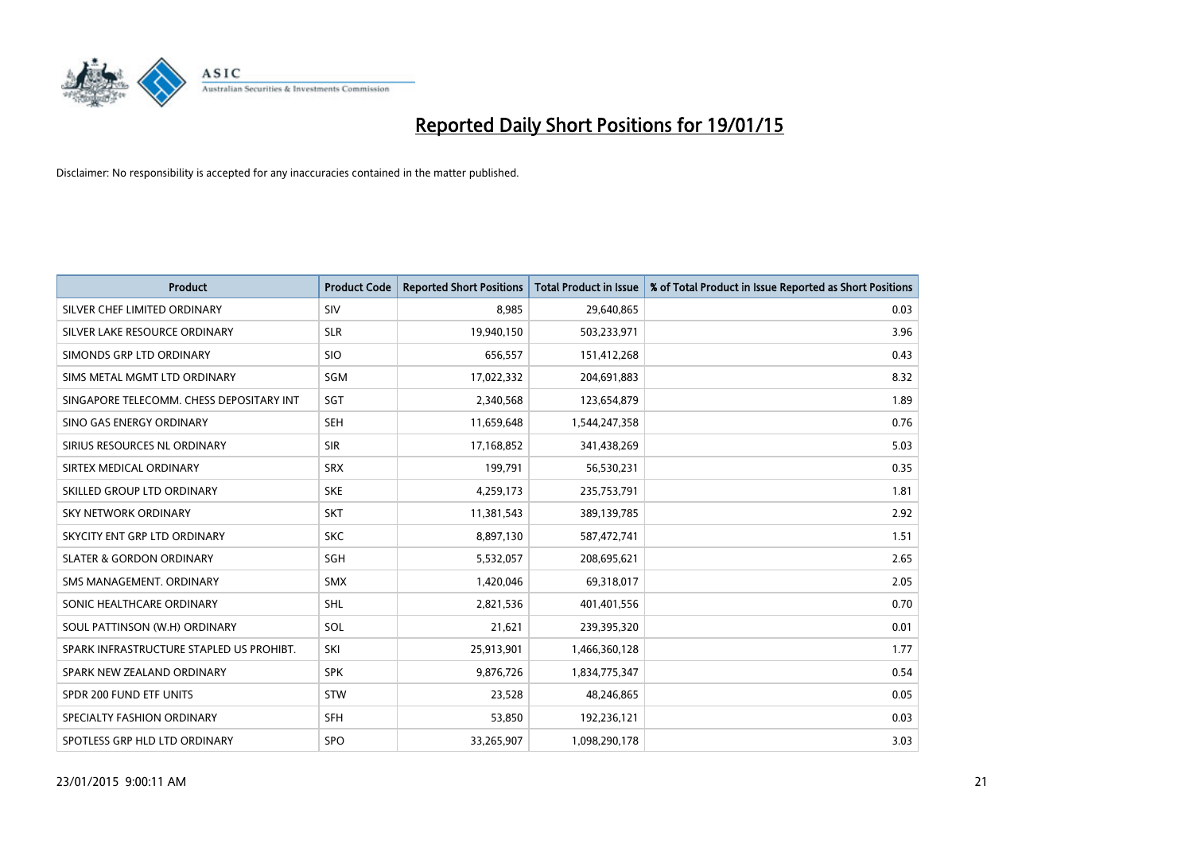# Reported Daily Short Positions for 19/01/15

Disclaimer: No responsibility is accepted for any inaccuracies contained in the matter published.

| Product | Product Code | Reported Short Positions | Total Product in Issue | % of Total Product in Issue Reported as Short Positions |
|---|---|---|---|---|
| SILVER CHEF LIMITED ORDINARY | SIV | 8,985 | 29,640,865 | 0.03 |
| SILVER LAKE RESOURCE ORDINARY | SLR | 19,940,150 | 503,233,971 | 3.96 |
| SIMONDS GRP LTD ORDINARY | SIO | 656,557 | 151,412,268 | 0.43 |
| SIMS METAL MGMT LTD ORDINARY | SGM | 17,022,332 | 204,691,883 | 8.32 |
| SINGAPORE TELECOMM. CHESS DEPOSITARY INT | SGT | 2,340,568 | 123,654,879 | 1.89 |
| SINO GAS ENERGY ORDINARY | SEH | 11,659,648 | 1,544,247,358 | 0.76 |
| SIRIUS RESOURCES NL ORDINARY | SIR | 17,168,852 | 341,438,269 | 5.03 |
| SIRTEX MEDICAL ORDINARY | SRX | 199,791 | 56,530,231 | 0.35 |
| SKILLED GROUP LTD ORDINARY | SKE | 4,259,173 | 235,753,791 | 1.81 |
| SKY NETWORK ORDINARY | SKT | 11,381,543 | 389,139,785 | 2.92 |
| SKYCITY ENT GRP LTD ORDINARY | SKC | 8,897,130 | 587,472,741 | 1.51 |
| SLATER & GORDON ORDINARY | SGH | 5,532,057 | 208,695,621 | 2.65 |
| SMS MANAGEMENT. ORDINARY | SMX | 1,420,046 | 69,318,017 | 2.05 |
| SONIC HEALTHCARE ORDINARY | SHL | 2,821,536 | 401,401,556 | 0.70 |
| SOUL PATTINSON (W.H) ORDINARY | SOL | 21,621 | 239,395,320 | 0.01 |
| SPARK INFRASTRUCTURE STAPLED US PROHIBT. | SKI | 25,913,901 | 1,466,360,128 | 1.77 |
| SPARK NEW ZEALAND ORDINARY | SPK | 9,876,726 | 1,834,775,347 | 0.54 |
| SPDR 200 FUND ETF UNITS | STW | 23,528 | 48,246,865 | 0.05 |
| SPECIALTY FASHION ORDINARY | SFH | 53,850 | 192,236,121 | 0.03 |
| SPOTLESS GRP HLD LTD ORDINARY | SPO | 33,265,907 | 1,098,290,178 | 3.03 |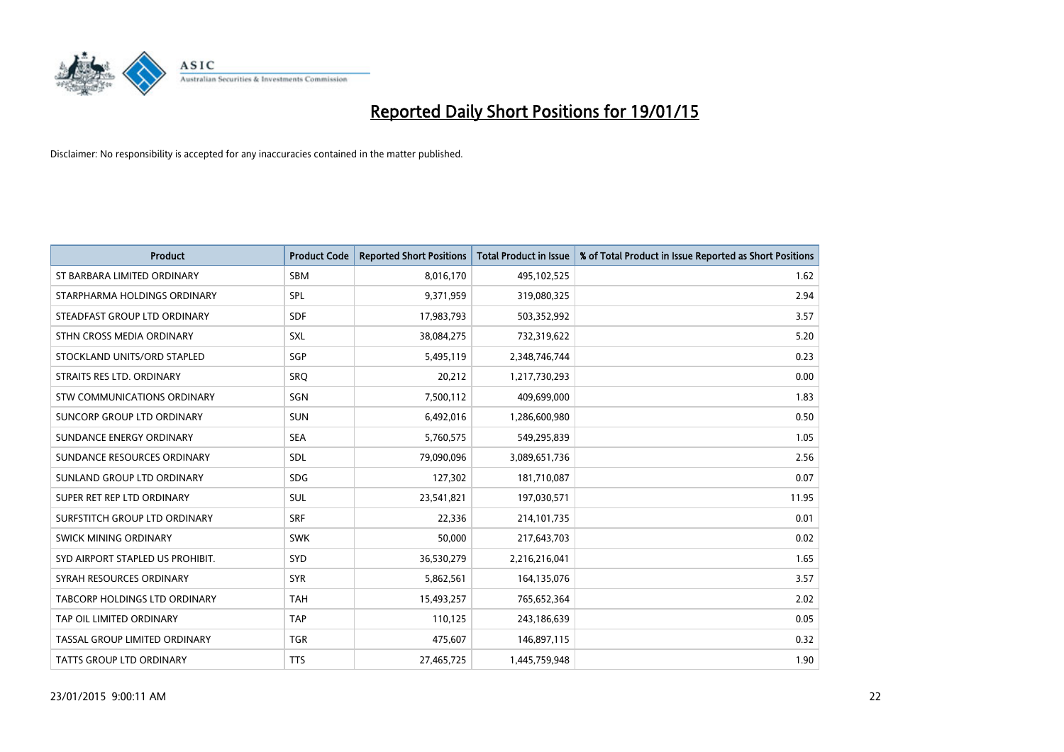# Reported Daily Short Positions for 19/01/15

Disclaimer: No responsibility is accepted for any inaccuracies contained in the matter published.

| Product | Product Code | Reported Short Positions | Total Product in Issue | % of Total Product in Issue Reported as Short Positions |
|---|---|---|---|---|
| ST BARBARA LIMITED ORDINARY | SBM | 8,016,170 | 495,102,525 | 1.62 |
| STARPHARMA HOLDINGS ORDINARY | SPL | 9,371,959 | 319,080,325 | 2.94 |
| STEADFAST GROUP LTD ORDINARY | SDF | 17,983,793 | 503,352,992 | 3.57 |
| STHN CROSS MEDIA ORDINARY | SXL | 38,084,275 | 732,319,622 | 5.20 |
| STOCKLAND UNITS/ORD STAPLED | SGP | 5,495,119 | 2,348,746,744 | 0.23 |
| STRAITS RES LTD. ORDINARY | SRQ | 20,212 | 1,217,730,293 | 0.00 |
| STW COMMUNICATIONS ORDINARY | SGN | 7,500,112 | 409,699,000 | 1.83 |
| SUNCORP GROUP LTD ORDINARY | SUN | 6,492,016 | 1,286,600,980 | 0.50 |
| SUNDANCE ENERGY ORDINARY | SEA | 5,760,575 | 549,295,839 | 1.05 |
| SUNDANCE RESOURCES ORDINARY | SDL | 79,090,096 | 3,089,651,736 | 2.56 |
| SUNLAND GROUP LTD ORDINARY | SDG | 127,302 | 181,710,087 | 0.07 |
| SUPER RET REP LTD ORDINARY | SUL | 23,541,821 | 197,030,571 | 11.95 |
| SURFSTITCH GROUP LTD ORDINARY | SRF | 22,336 | 214,101,735 | 0.01 |
| SWICK MINING ORDINARY | SWK | 50,000 | 217,643,703 | 0.02 |
| SYD AIRPORT STAPLED US PROHIBIT. | SYD | 36,530,279 | 2,216,216,041 | 1.65 |
| SYRAH RESOURCES ORDINARY | SYR | 5,862,561 | 164,135,076 | 3.57 |
| TABCORP HOLDINGS LTD ORDINARY | TAH | 15,493,257 | 765,652,364 | 2.02 |
| TAP OIL LIMITED ORDINARY | TAP | 110,125 | 243,186,639 | 0.05 |
| TASSAL GROUP LIMITED ORDINARY | TGR | 475,607 | 146,897,115 | 0.32 |
| TATTS GROUP LTD ORDINARY | TTS | 27,465,725 | 1,445,759,948 | 1.90 |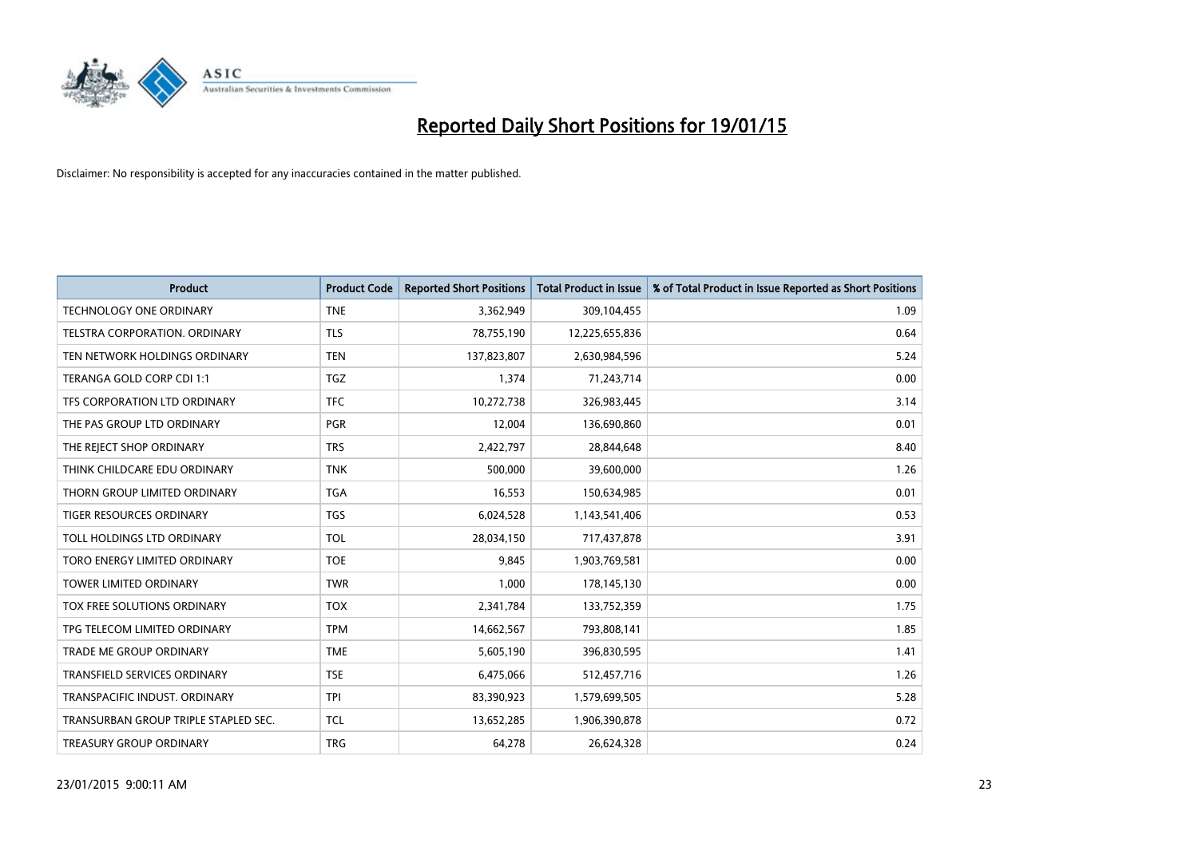# Reported Daily Short Positions for 19/01/15

Disclaimer: No responsibility is accepted for any inaccuracies contained in the matter published.

| Product | Product Code | Reported Short Positions | Total Product in Issue | % of Total Product in Issue Reported as Short Positions |
|---|---|---|---|---|
| TECHNOLOGY ONE ORDINARY | TNE | 3,362,949 | 309,104,455 | 1.09 |
| TELSTRA CORPORATION. ORDINARY | TLS | 78,755,190 | 12,225,655,836 | 0.64 |
| TEN NETWORK HOLDINGS ORDINARY | TEN | 137,823,807 | 2,630,984,596 | 5.24 |
| TERANGA GOLD CORP CDI 1:1 | TGZ | 1,374 | 71,243,714 | 0.00 |
| TFS CORPORATION LTD ORDINARY | TFC | 10,272,738 | 326,983,445 | 3.14 |
| THE PAS GROUP LTD ORDINARY | PGR | 12,004 | 136,690,860 | 0.01 |
| THE REJECT SHOP ORDINARY | TRS | 2,422,797 | 28,844,648 | 8.40 |
| THINK CHILDCARE EDU ORDINARY | TNK | 500,000 | 39,600,000 | 1.26 |
| THORN GROUP LIMITED ORDINARY | TGA | 16,553 | 150,634,985 | 0.01 |
| TIGER RESOURCES ORDINARY | TGS | 6,024,528 | 1,143,541,406 | 0.53 |
| TOLL HOLDINGS LTD ORDINARY | TOL | 28,034,150 | 717,437,878 | 3.91 |
| TORO ENERGY LIMITED ORDINARY | TOE | 9,845 | 1,903,769,581 | 0.00 |
| TOWER LIMITED ORDINARY | TWR | 1,000 | 178,145,130 | 0.00 |
| TOX FREE SOLUTIONS ORDINARY | TOX | 2,341,784 | 133,752,359 | 1.75 |
| TPG TELECOM LIMITED ORDINARY | TPM | 14,662,567 | 793,808,141 | 1.85 |
| TRADE ME GROUP ORDINARY | TME | 5,605,190 | 396,830,595 | 1.41 |
| TRANSFIELD SERVICES ORDINARY | TSE | 6,475,066 | 512,457,716 | 1.26 |
| TRANSPACIFIC INDUST. ORDINARY | TPI | 83,390,923 | 1,579,699,505 | 5.28 |
| TRANSURBAN GROUP TRIPLE STAPLED SEC. | TCL | 13,652,285 | 1,906,390,878 | 0.72 |
| TREASURY GROUP ORDINARY | TRG | 64,278 | 26,624,328 | 0.24 |

23/01/2015 9:00:11 AM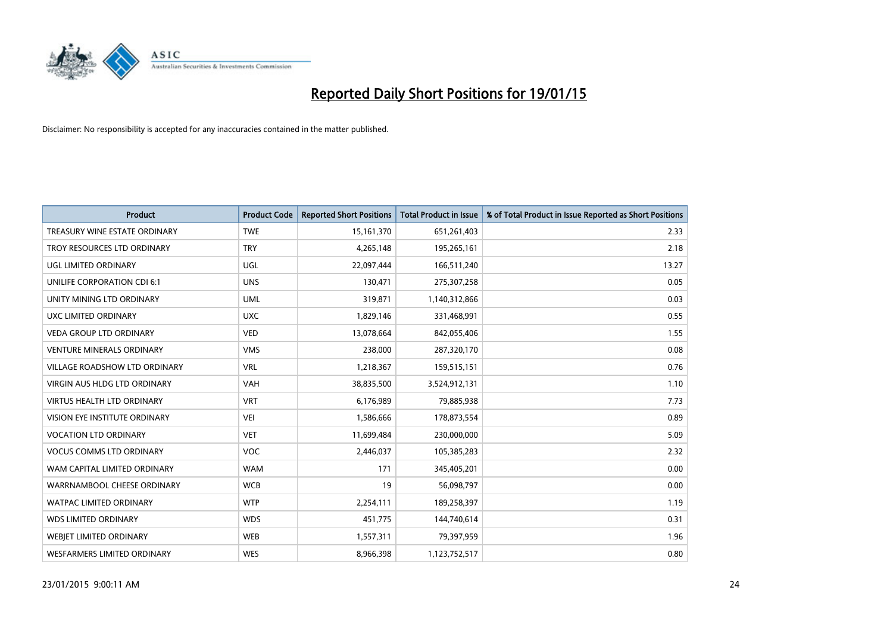# Reported Daily Short Positions for 19/01/15

Disclaimer: No responsibility is accepted for any inaccuracies contained in the matter published.

| Product | Product Code | Reported Short Positions | Total Product in Issue | % of Total Product in Issue Reported as Short Positions |
|---|---|---|---|---|
| TREASURY WINE ESTATE ORDINARY | TWE | 15,161,370 | 651,261,403 | 2.33 |
| TROY RESOURCES LTD ORDINARY | TRY | 4,265,148 | 195,265,161 | 2.18 |
| UGL LIMITED ORDINARY | UGL | 22,097,444 | 166,511,240 | 13.27 |
| UNILIFE CORPORATION CDI 6:1 | UNS | 130,471 | 275,307,258 | 0.05 |
| UNITY MINING LTD ORDINARY | UML | 319,871 | 1,140,312,866 | 0.03 |
| UXC LIMITED ORDINARY | UXC | 1,829,146 | 331,468,991 | 0.55 |
| VEDA GROUP LTD ORDINARY | VED | 13,078,664 | 842,055,406 | 1.55 |
| VENTURE MINERALS ORDINARY | VMS | 238,000 | 287,320,170 | 0.08 |
| VILLAGE ROADSHOW LTD ORDINARY | VRL | 1,218,367 | 159,515,151 | 0.76 |
| VIRGIN AUS HLDG LTD ORDINARY | VAH | 38,835,500 | 3,524,912,131 | 1.10 |
| VIRTUS HEALTH LTD ORDINARY | VRT | 6,176,989 | 79,885,938 | 7.73 |
| VISION EYE INSTITUTE ORDINARY | VEI | 1,586,666 | 178,873,554 | 0.89 |
| VOCATION LTD ORDINARY | VET | 11,699,484 | 230,000,000 | 5.09 |
| VOCUS COMMS LTD ORDINARY | VOC | 2,446,037 | 105,385,283 | 2.32 |
| WAM CAPITAL LIMITED ORDINARY | WAM | 171 | 345,405,201 | 0.00 |
| WARRNAMBOOL CHEESE ORDINARY | WCB | 19 | 56,098,797 | 0.00 |
| WATPAC LIMITED ORDINARY | WTP | 2,254,111 | 189,258,397 | 1.19 |
| WDS LIMITED ORDINARY | WDS | 451,775 | 144,740,614 | 0.31 |
| WEBJET LIMITED ORDINARY | WEB | 1,557,311 | 79,397,959 | 1.96 |
| WESFARMERS LIMITED ORDINARY | WES | 8,966,398 | 1,123,752,517 | 0.80 |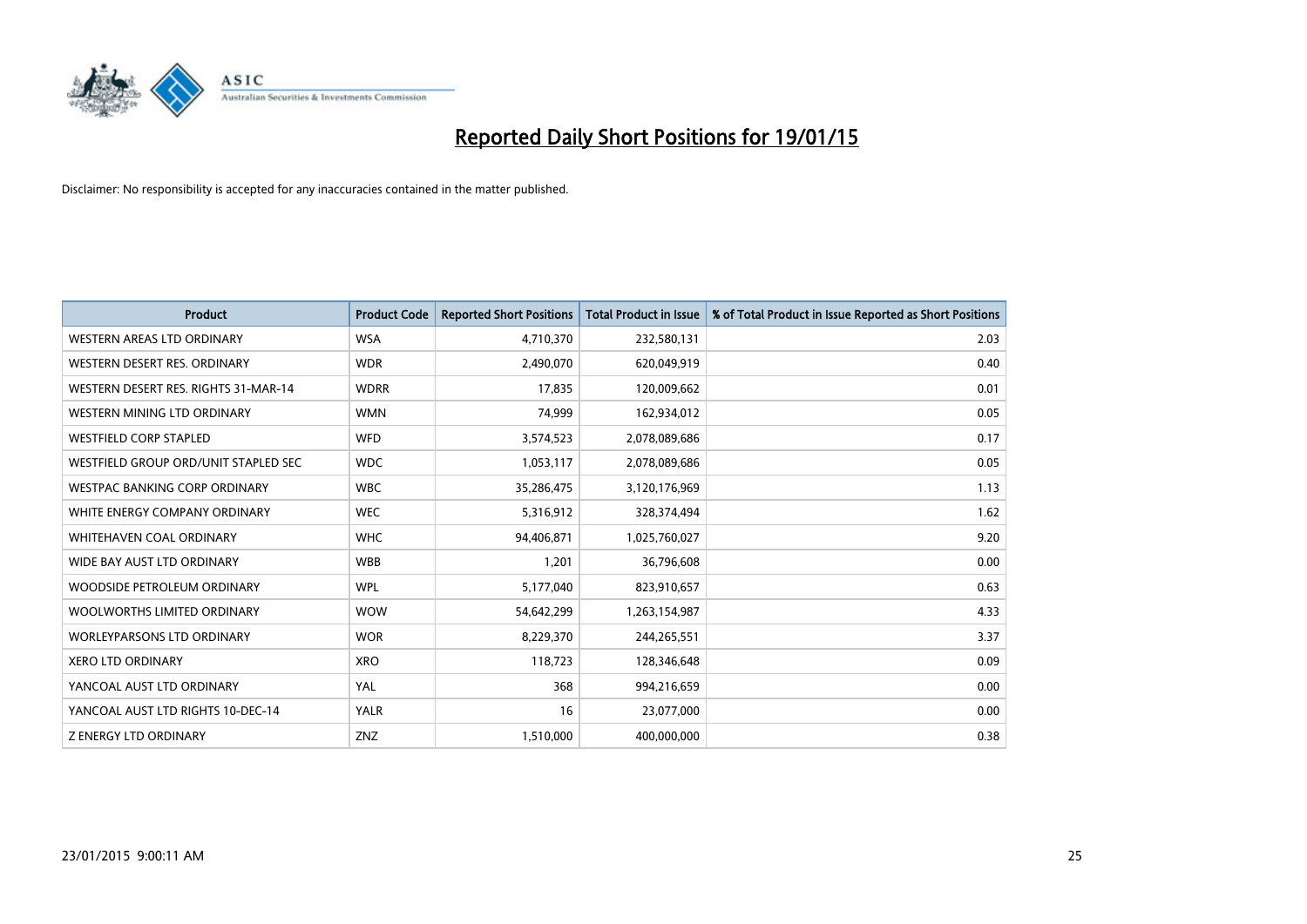# Reported Daily Short Positions for 19/01/15

Disclaimer: No responsibility is accepted for any inaccuracies contained in the matter published.

| Product | Product Code | Reported Short Positions | Total Product in Issue | % of Total Product in Issue Reported as Short Positions |
|---|---|---|---|---|
| WESTERN AREAS LTD ORDINARY | WSA | 4,710,370 | 232,580,131 | 2.03 |
| WESTERN DESERT RES. ORDINARY | WDR | 2,490,070 | 620,049,919 | 0.40 |
| WESTERN DESERT RES. RIGHTS 31-MAR-14 | WDRR | 17,835 | 120,009,662 | 0.01 |
| WESTERN MINING LTD ORDINARY | WMN | 74,999 | 162,934,012 | 0.05 |
| WESTFIELD CORP STAPLED | WFD | 3,574,523 | 2,078,089,686 | 0.17 |
| WESTFIELD GROUP ORD/UNIT STAPLED SEC | WDC | 1,053,117 | 2,078,089,686 | 0.05 |
| WESTPAC BANKING CORP ORDINARY | WBC | 35,286,475 | 3,120,176,969 | 1.13 |
| WHITE ENERGY COMPANY ORDINARY | WEC | 5,316,912 | 328,374,494 | 1.62 |
| WHITEHAVEN COAL ORDINARY | WHC | 94,406,871 | 1,025,760,027 | 9.20 |
| WIDE BAY AUST LTD ORDINARY | WBB | 1,201 | 36,796,608 | 0.00 |
| WOODSIDE PETROLEUM ORDINARY | WPL | 5,177,040 | 823,910,657 | 0.63 |
| WOOLWORTHS LIMITED ORDINARY | WOW | 54,642,299 | 1,263,154,987 | 4.33 |
| WORLEYPARSONS LTD ORDINARY | WOR | 8,229,370 | 244,265,551 | 3.37 |
| XERO LTD ORDINARY | XRO | 118,723 | 128,346,648 | 0.09 |
| YANCOAL AUST LTD ORDINARY | YAL | 368 | 994,216,659 | 0.00 |
| YANCOAL AUST LTD RIGHTS 10-DEC-14 | YALR | 16 | 23,077,000 | 0.00 |
| Z ENERGY LTD ORDINARY | ZNZ | 1,510,000 | 400,000,000 | 0.38 |